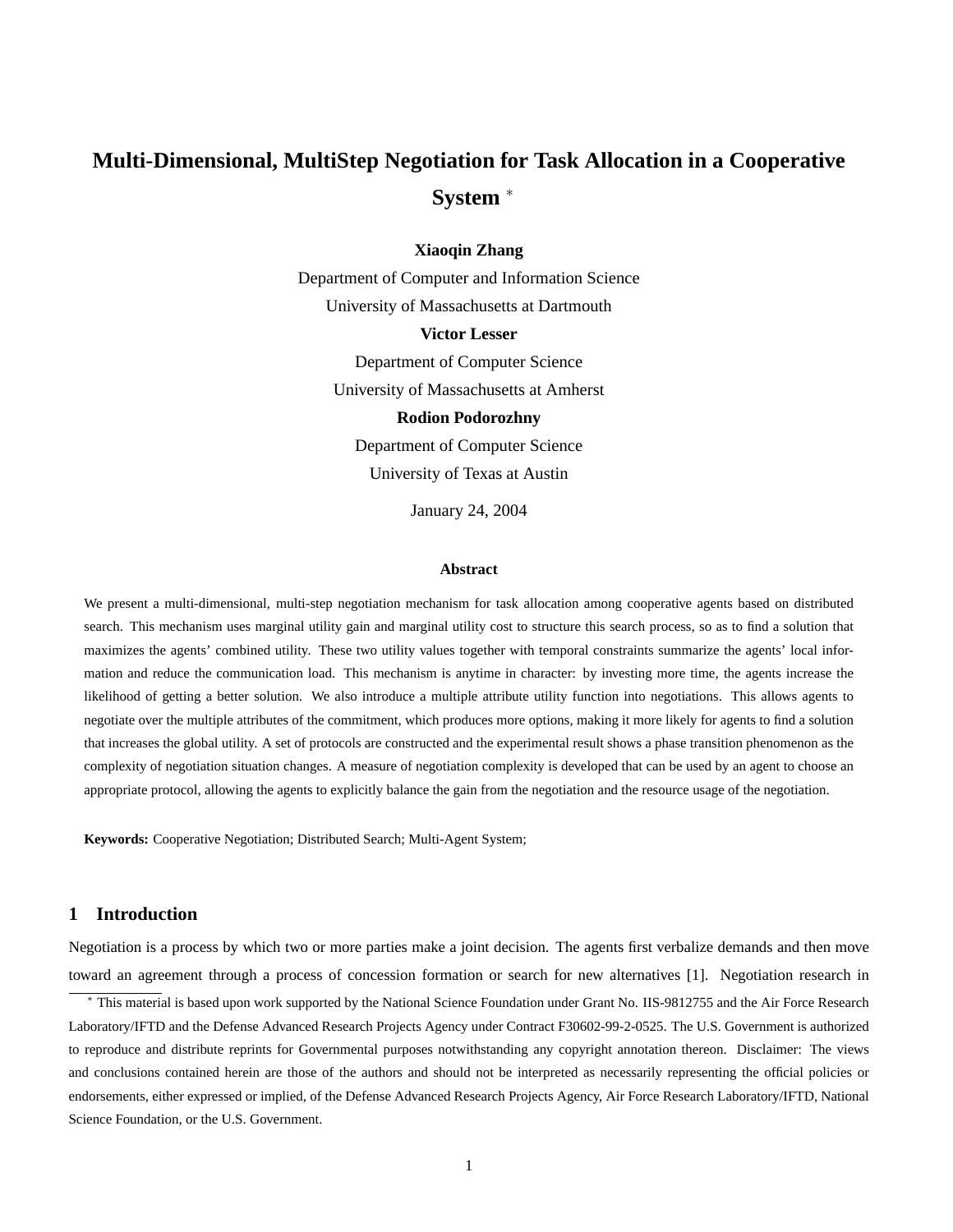# Multi-Dimensional, MultiStep Negotiation for Task Allocation in a Cooperative System [*]

**Xiaoqin Zhang**

Department of Computer and Information Science

University of Massachusetts at Dartmouth

**Victor Lesser**

Department of Computer Science

University of Massachusetts at Amherst

**Rodion Podorozhny**

Department of Computer Science

University of Texas at Austin

January 24, 2004

### Abstract

We present a multi-dimensional, multi-step negotiation mechanism for task allocation among cooperative agents based on distributed search. This mechanism uses marginal utility gain and marginal utility cost to structure this search process, so as to find a solution that maximizes the agents' combined utility. These two utility values together with temporal constraints summarize the agents' local information and reduce the communication load. This mechanism is anytime in character: by investing more time, the agents increase the likelihood of getting a better solution. We also introduce a multiple attribute utility function into negotiations. This allows agents to negotiate over the multiple attributes of the commitment, which produces more options, making it more likely for agents to find a solution that increases the global utility. A set of protocols are constructed and the experimental result shows a phase transition phenomenon as the complexity of negotiation situation changes. A measure of negotiation complexity is developed that can be used by an agent to choose an appropriate protocol, allowing the agents to explicitly balance the gain from the negotiation and the resource usage of the negotiation.

**Keywords:** Cooperative Negotiation; Distributed Search; Multi-Agent System;

## 1 Introduction

Negotiation is a process by which two or more parties make a joint decision. The agents first verbalize demands and then move toward an agreement through a process of concession formation or search for new alternatives [1]. Negotiation research in

[*] This material is based upon work supported by the National Science Foundation under Grant No. IIS-9812755 and the Air Force Research Laboratory/IFTD and the Defense Advanced Research Projects Agency under Contract F30602-99-2-0525. The U.S. Government is authorized to reproduce and distribute reprints for Governmental purposes notwithstanding any copyright annotation thereon. Disclaimer: The views and conclusions contained herein are those of the authors and should not be interpreted as necessarily representing the official policies or endorsements, either expressed or implied, of the Defense Advanced Research Projects Agency, Air Force Research Laboratory/IFTD, National Science Foundation, or the U.S. Government.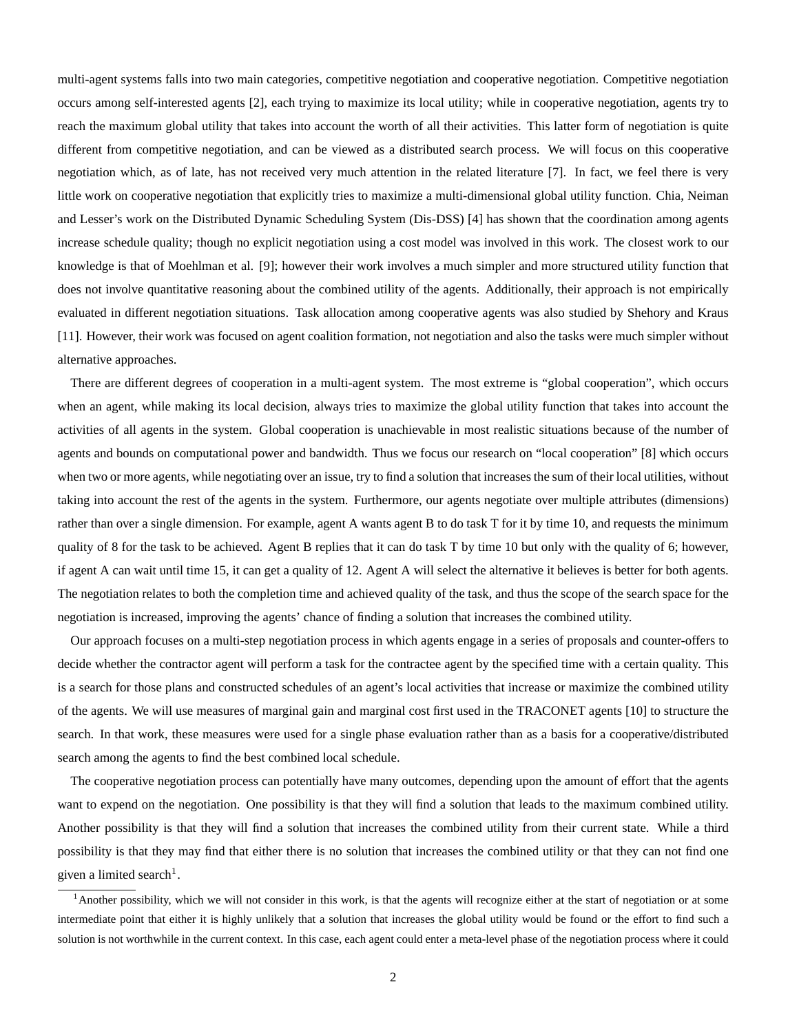multi-agent systems falls into two main categories, competitive negotiation and cooperative negotiation. Competitive negotiation occurs among self-interested agents [2], each trying to maximize its local utility; while in cooperative negotiation, agents try to reach the maximum global utility that takes into account the worth of all their activities. This latter form of negotiation is quite different from competitive negotiation, and can be viewed as a distributed search process. We will focus on this cooperative negotiation which, as of late, has not received very much attention in the related literature [7]. In fact, we feel there is very little work on cooperative negotiation that explicitly tries to maximize a multi-dimensional global utility function. Chia, Neiman and Lesser's work on the Distributed Dynamic Scheduling System (Dis-DSS) [4] has shown that the coordination among agents increase schedule quality; though no explicit negotiation using a cost model was involved in this work. The closest work to our knowledge is that of Moehlman et al. [9]; however their work involves a much simpler and more structured utility function that does not involve quantitative reasoning about the combined utility of the agents. Additionally, their approach is not empirically evaluated in different negotiation situations. Task allocation among cooperative agents was also studied by Shehory and Kraus [11]. However, their work was focused on agent coalition formation, not negotiation and also the tasks were much simpler without alternative approaches.

There are different degrees of cooperation in a multi-agent system. The most extreme is "global cooperation", which occurs when an agent, while making its local decision, always tries to maximize the global utility function that takes into account the activities of all agents in the system. Global cooperation is unachievable in most realistic situations because of the number of agents and bounds on computational power and bandwidth. Thus we focus our research on "local cooperation" [8] which occurs when two or more agents, while negotiating over an issue, try to find a solution that increases the sum of their local utilities, without taking into account the rest of the agents in the system. Furthermore, our agents negotiate over multiple attributes (dimensions) rather than over a single dimension. For example, agent A wants agent B to do task T for it by time 10, and requests the minimum quality of 8 for the task to be achieved. Agent B replies that it can do task T by time 10 but only with the quality of 6; however, if agent A can wait until time 15, it can get a quality of 12. Agent A will select the alternative it believes is better for both agents. The negotiation relates to both the completion time and achieved quality of the task, and thus the scope of the search space for the negotiation is increased, improving the agents' chance of finding a solution that increases the combined utility.

Our approach focuses on a multi-step negotiation process in which agents engage in a series of proposals and counter-offers to decide whether the contractor agent will perform a task for the contractee agent by the specified time with a certain quality. This is a search for those plans and constructed schedules of an agent's local activities that increase or maximize the combined utility of the agents. We will use measures of marginal gain and marginal cost first used in the TRACONET agents [10] to structure the search. In that work, these measures were used for a single phase evaluation rather than as a basis for a cooperative/distributed search among the agents to find the best combined local schedule.

The cooperative negotiation process can potentially have many outcomes, depending upon the amount of effort that the agents want to expend on the negotiation. One possibility is that they will find a solution that leads to the maximum combined utility. Another possibility is that they will find a solution that increases the combined utility from their current state. While a third possibility is that they may find that either there is no solution that increases the combined utility or that they can not find one given a limited search[1].

[1]Another possibility, which we will not consider in this work, is that the agents will recognize either at the start of negotiation or at some intermediate point that either it is highly unlikely that a solution that increases the global utility would be found or the effort to find such a solution is not worthwhile in the current context. In this case, each agent could enter a meta-level phase of the negotiation process where it could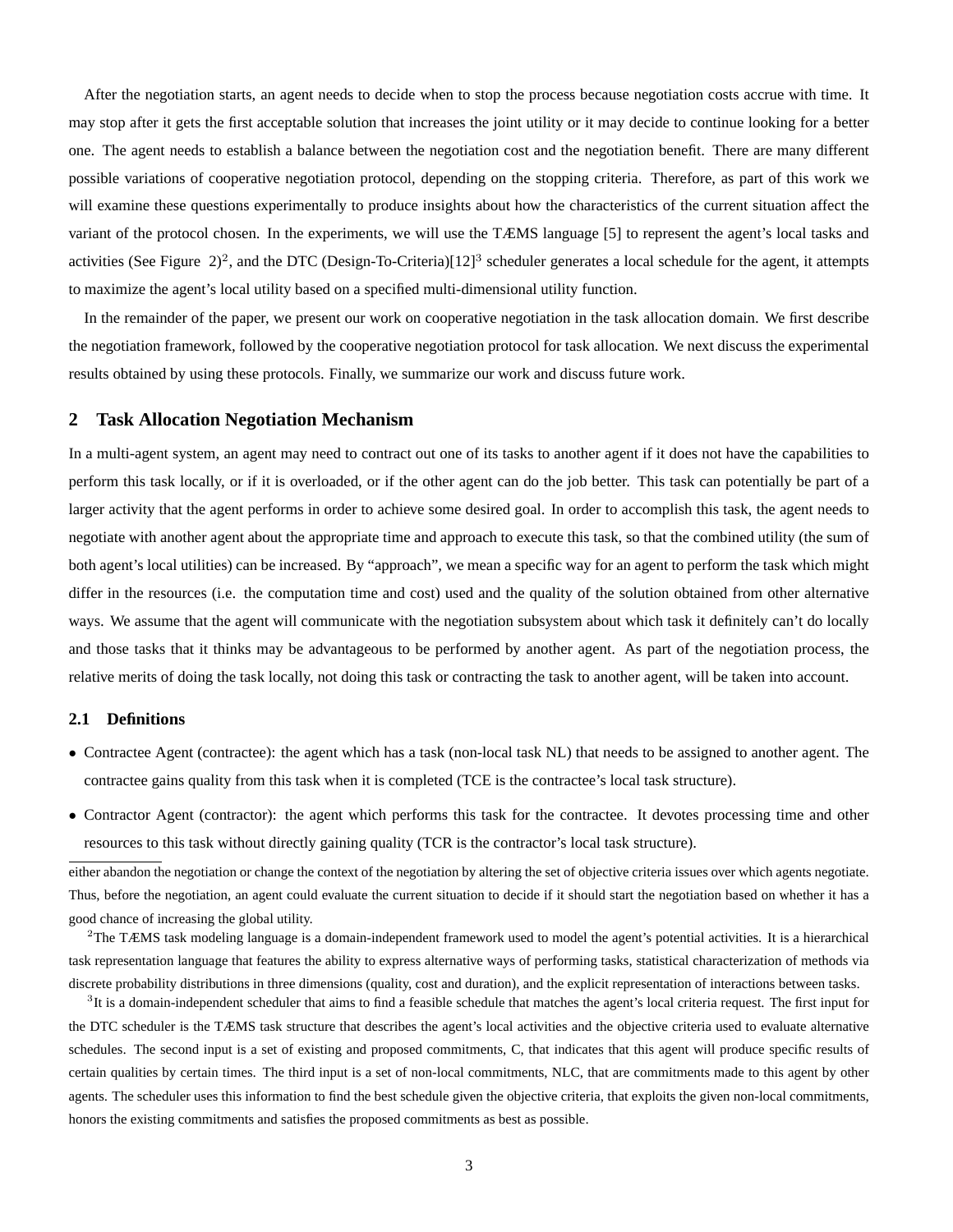After the negotiation starts, an agent needs to decide when to stop the process because negotiation costs accrue with time. It may stop after it gets the first acceptable solution that increases the joint utility or it may decide to continue looking for a better one. The agent needs to establish a balance between the negotiation cost and the negotiation benefit. There are many different possible variations of cooperative negotiation protocol, depending on the stopping criteria. Therefore, as part of this work we will examine these questions experimentally to produce insights about how the characteristics of the current situation affect the variant of the protocol chosen. In the experiments, we will use the TÆMS language [5] to represent the agent's local tasks and activities (See Figure 2)[2], and the DTC (Design-To-Criteria)[12][3] scheduler generates a local schedule for the agent, it attempts to maximize the agent's local utility based on a specified multi-dimensional utility function.

In the remainder of the paper, we present our work on cooperative negotiation in the task allocation domain. We first describe the negotiation framework, followed by the cooperative negotiation protocol for task allocation. We next discuss the experimental results obtained by using these protocols. Finally, we summarize our work and discuss future work.

## 2 Task Allocation Negotiation Mechanism

In a multi-agent system, an agent may need to contract out one of its tasks to another agent if it does not have the capabilities to perform this task locally, or if it is overloaded, or if the other agent can do the job better. This task can potentially be part of a larger activity that the agent performs in order to achieve some desired goal. In order to accomplish this task, the agent needs to negotiate with another agent about the appropriate time and approach to execute this task, so that the combined utility (the sum of both agent's local utilities) can be increased. By "approach", we mean a specific way for an agent to perform the task which might differ in the resources (i.e. the computation time and cost) used and the quality of the solution obtained from other alternative ways. We assume that the agent will communicate with the negotiation subsystem about which task it definitely can't do locally and those tasks that it thinks may be advantageous to be performed by another agent. As part of the negotiation process, the relative merits of doing the task locally, not doing this task or contracting the task to another agent, will be taken into account.

### 2.1 Definitions

- Contractee Agent (contractee): the agent which has a task (non-local task NL) that needs to be assigned to another agent. The contractee gains quality from this task when it is completed (TCE is the contractee's local task structure).
- Contractor Agent (contractor): the agent which performs this task for the contractee. It devotes processing time and other resources to this task without directly gaining quality (TCR is the contractor's local task structure).

---

either abandon the negotiation or change the context of the negotiation by altering the set of objective criteria issues over which agents negotiate. Thus, before the negotiation, an agent could evaluate the current situation to decide if it should start the negotiation based on whether it has a good chance of increasing the global utility.

[2] The TÆMS task modeling language is a domain-independent framework used to model the agent's potential activities. It is a hierarchical task representation language that features the ability to express alternative ways of performing tasks, statistical characterization of methods via discrete probability distributions in three dimensions (quality, cost and duration), and the explicit representation of interactions between tasks.

[3] It is a domain-independent scheduler that aims to find a feasible schedule that matches the agent's local criteria request. The first input for the DTC scheduler is the TÆMS task structure that describes the agent's local activities and the objective criteria used to evaluate alternative schedules. The second input is a set of existing and proposed commitments, C, that indicates that this agent will produce specific results of certain qualities by certain times. The third input is a set of non-local commitments, NLC, that are commitments made to this agent by other agents. The scheduler uses this information to find the best schedule given the objective criteria, that exploits the given non-local commitments, honors the existing commitments and satisfies the proposed commitments as best as possible.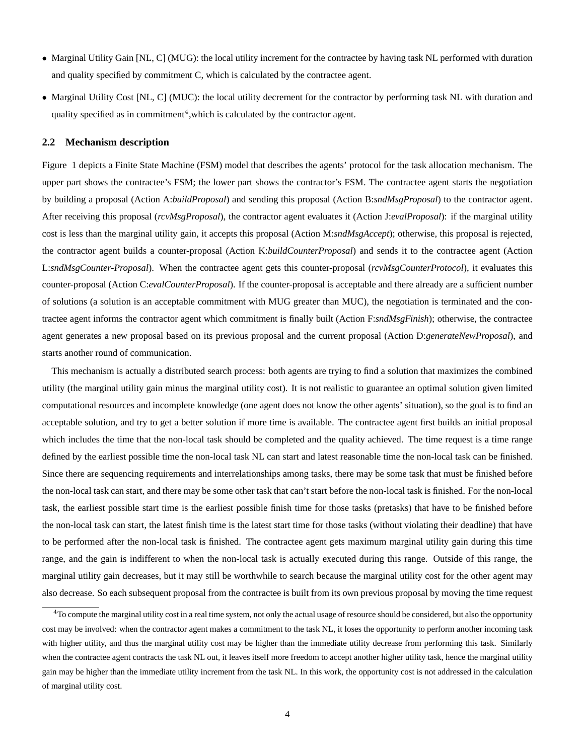- Marginal Utility Gain [NL, C] (MUG): the local utility increment for the contractee by having task NL performed with duration and quality specified by commitment C, which is calculated by the contractee agent.
- Marginal Utility Cost [NL, C] (MUC): the local utility decrement for the contractor by performing task NL with duration and quality specified as in commitment[4],which is calculated by the contractor agent.

### 2.2 Mechanism description

Figure 1 depicts a Finite State Machine (FSM) model that describes the agents' protocol for the task allocation mechanism. The upper part shows the contractee's FSM; the lower part shows the contractor's FSM. The contractee agent starts the negotiation by building a proposal (Action A:*buildProposal*) and sending this proposal (Action B:*sndMsgProposal*) to the contractor agent. After receiving this proposal (*rcvMsgProposal*), the contractor agent evaluates it (Action J:*evalProposal*): if the marginal utility cost is less than the marginal utility gain, it accepts this proposal (Action M:*sndMsgAccept*); otherwise, this proposal is rejected, the contractor agent builds a counter-proposal (Action K:*buildCounterProposal*) and sends it to the contractee agent (Action L:*sndMsgCounter-Proposal*). When the contractee agent gets this counter-proposal (*rcvMsgCounterProtocol*), it evaluates this counter-proposal (Action C:*evalCounterProposal*). If the counter-proposal is acceptable and there already are a sufficient number of solutions (a solution is an acceptable commitment with MUG greater than MUC), the negotiation is terminated and the contractee agent informs the contractor agent which commitment is finally built (Action F:*sndMsgFinish*); otherwise, the contractee agent generates a new proposal based on its previous proposal and the current proposal (Action D:*generateNewProposal*), and starts another round of communication.

This mechanism is actually a distributed search process: both agents are trying to find a solution that maximizes the combined utility (the marginal utility gain minus the marginal utility cost). It is not realistic to guarantee an optimal solution given limited computational resources and incomplete knowledge (one agent does not know the other agents' situation), so the goal is to find an acceptable solution, and try to get a better solution if more time is available. The contractee agent first builds an initial proposal which includes the time that the non-local task should be completed and the quality achieved. The time request is a time range defined by the earliest possible time the non-local task NL can start and latest reasonable time the non-local task can be finished. Since there are sequencing requirements and interrelationships among tasks, there may be some task that must be finished before the non-local task can start, and there may be some other task that can't start before the non-local task is finished. For the non-local task, the earliest possible start time is the earliest possible finish time for those tasks (pretasks) that have to be finished before the non-local task can start, the latest finish time is the latest start time for those tasks (without violating their deadline) that have to be performed after the non-local task is finished. The contractee agent gets maximum marginal utility gain during this time range, and the gain is indifferent to when the non-local task is actually executed during this range. Outside of this range, the marginal utility gain decreases, but it may still be worthwhile to search because the marginal utility cost for the other agent may also decrease. So each subsequent proposal from the contractee is built from its own previous proposal by moving the time request

[4] To compute the marginal utility cost in a real time system, not only the actual usage of resource should be considered, but also the opportunity cost may be involved: when the contractor agent makes a commitment to the task NL, it loses the opportunity to perform another incoming task with higher utility, and thus the marginal utility cost may be higher than the immediate utility decrease from performing this task. Similarly when the contractee agent contracts the task NL out, it leaves itself more freedom to accept another higher utility task, hence the marginal utility gain may be higher than the immediate utility increment from the task NL. In this work, the opportunity cost is not addressed in the calculation of marginal utility cost.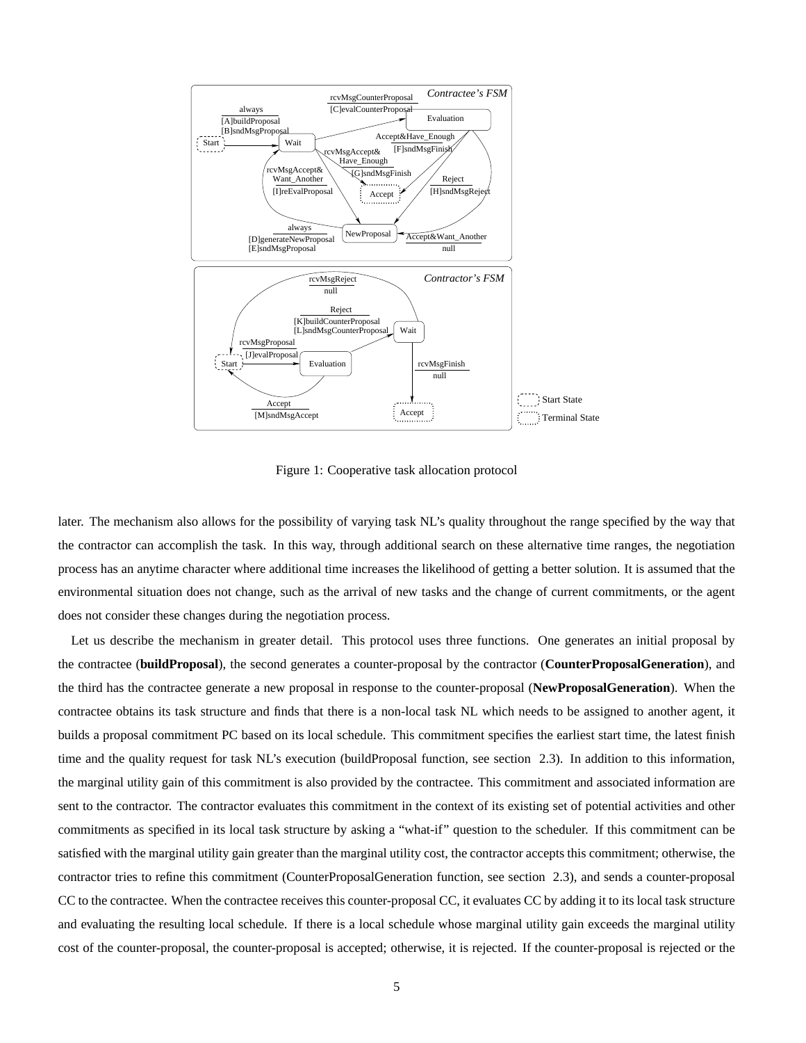Contractee's FSM

always
[A]buildProposal
[B]sndMsgProposal

Start

Wait

rcvMsgCounterProposal
[C]evalCounterProposal

Evaluation

Accept&Have_Enough
[F]sndMsgFinish

rcvMsgAccept&
Have_Enough
[G]sndMsgFinish

rcvMsgAccept&
Want_Another
[I]reEvalProposal

Accept

Reject
[H]sndMsgReject

always
[D]generateNewProposal
[E]sndMsgProposal

NewProposal

Accept&Want_Another
null

Contractor's FSM

rcvMsgReject
null

Reject
[K]buildCounterProposal
[L]sndMsgCounterProposal

Wait

rcvMsgProposal
[J]evalProposal

Start

Evaluation

rcvMsgFinish
null

Accept
[M]sndMsgAccept

Accept

Start State

Terminal State

Figure 1: Cooperative task allocation protocol

later. The mechanism also allows for the possibility of varying task NL's quality throughout the range specified by the way that the contractor can accomplish the task. In this way, through additional search on these alternative time ranges, the negotiation process has an anytime character where additional time increases the likelihood of getting a better solution. It is assumed that the environmental situation does not change, such as the arrival of new tasks and the change of current commitments, or the agent does not consider these changes during the negotiation process.

Let us describe the mechanism in greater detail. This protocol uses three functions. One generates an initial proposal by the contractee (**buildProposal**), the second generates a counter-proposal by the contractor (**CounterProposalGeneration**), and the third has the contractee generate a new proposal in response to the counter-proposal (**NewProposalGeneration**). When the contractee obtains its task structure and finds that there is a non-local task NL which needs to be assigned to another agent, it builds a proposal commitment PC based on its local schedule. This commitment specifies the earliest start time, the latest finish time and the quality request for task NL's execution (buildProposal function, see section 2.3). In addition to this information, the marginal utility gain of this commitment is also provided by the contractee. This commitment and associated information are sent to the contractor. The contractor evaluates this commitment in the context of its existing set of potential activities and other commitments as specified in its local task structure by asking a "what-if" question to the scheduler. If this commitment can be satisfied with the marginal utility gain greater than the marginal utility cost, the contractor accepts this commitment; otherwise, the contractor tries to refine this commitment (CounterProposalGeneration function, see section 2.3), and sends a counter-proposal CC to the contractee. When the contractee receives this counter-proposal CC, it evaluates CC by adding it to its local task structure and evaluating the resulting local schedule. If there is a local schedule whose marginal utility gain exceeds the marginal utility cost of the counter-proposal, the counter-proposal is accepted; otherwise, it is rejected. If the counter-proposal is rejected or the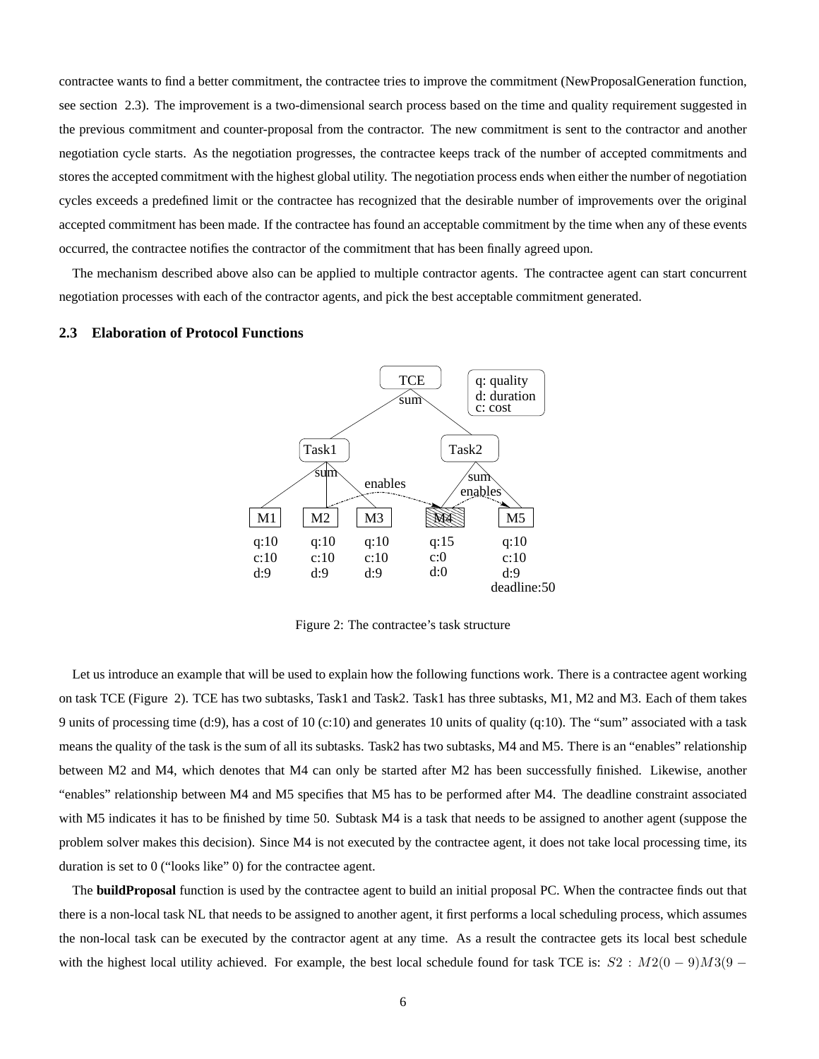contractee wants to find a better commitment, the contractee tries to improve the commitment (NewProposalGeneration function, see section 2.3). The improvement is a two-dimensional search process based on the time and quality requirement suggested in the previous commitment and counter-proposal from the contractor. The new commitment is sent to the contractor and another negotiation cycle starts. As the negotiation progresses, the contractee keeps track of the number of accepted commitments and stores the accepted commitment with the highest global utility. The negotiation process ends when either the number of negotiation cycles exceeds a predefined limit or the contractee has recognized that the desirable number of improvements over the original accepted commitment has been made. If the contractee has found an acceptable commitment by the time when any of these events occurred, the contractee notifies the contractor of the commitment that has been finally agreed upon.

The mechanism described above also can be applied to multiple contractor agents. The contractee agent can start concurrent negotiation processes with each of the contractor agents, and pick the best acceptable commitment generated.

### 2.3 Elaboration of Protocol Functions

TCE

sum

q: quality
d: duration
c: cost

Task1

Task2

sum

enables

sum

enables

M1 M2 M3 M4 M5

q:10 c:10 d:9

q:10 c:10 d:9

q:10 c:10 d:9

q:15 c:0 d:0

q:10 c:10 d:9 deadline:50

Figure 2: The contractee's task structure

Let us introduce an example that will be used to explain how the following functions work. There is a contractee agent working on task TCE (Figure 2). TCE has two subtasks, Task1 and Task2. Task1 has three subtasks, M1, M2 and M3. Each of them takes 9 units of processing time (d:9), has a cost of 10 (c:10) and generates 10 units of quality (q:10). The "sum" associated with a task means the quality of the task is the sum of all its subtasks. Task2 has two subtasks, M4 and M5. There is an "enables" relationship between M2 and M4, which denotes that M4 can only be started after M2 has been successfully finished. Likewise, another "enables" relationship between M4 and M5 specifies that M5 has to be performed after M4. The deadline constraint associated with M5 indicates it has to be finished by time 50. Subtask M4 is a task that needs to be assigned to another agent (suppose the problem solver makes this decision). Since M4 is not executed by the contractee agent, it does not take local processing time, its duration is set to 0 ("looks like" 0) for the contractee agent.

The **buildProposal** function is used by the contractee agent to build an initial proposal PC. When the contractee finds out that there is a non-local task NL that needs to be assigned to another agent, it first performs a local scheduling process, which assumes the non-local task can be executed by the contractor agent at any time. As a result the contractee gets its local best schedule with the highest local utility achieved. For example, the best local schedule found for task TCE is: $S2 : M2(0-9)M3(9-$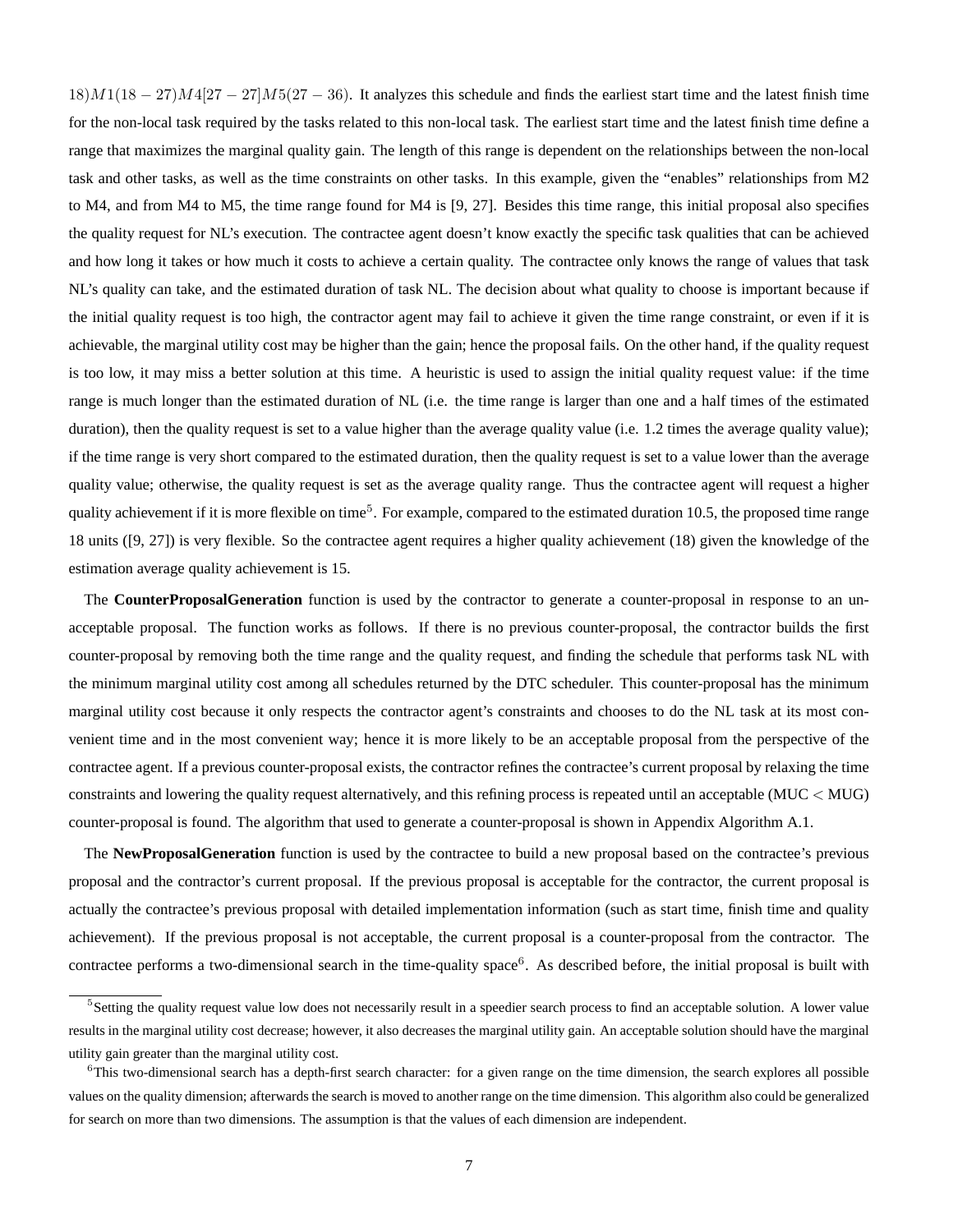$18)M1(18-27)M4[27-27]M5(27-36)$. It analyzes this schedule and finds the earliest start time and the latest finish time for the non-local task required by the tasks related to this non-local task. The earliest start time and the latest finish time define a range that maximizes the marginal quality gain. The length of this range is dependent on the relationships between the non-local task and other tasks, as well as the time constraints on other tasks. In this example, given the "enables" relationships from M2 to M4, and from M4 to M5, the time range found for M4 is [9, 27]. Besides this time range, this initial proposal also specifies the quality request for NL's execution. The contractee agent doesn't know exactly the specific task qualities that can be achieved and how long it takes or how much it costs to achieve a certain quality. The contractee only knows the range of values that task NL's quality can take, and the estimated duration of task NL. The decision about what quality to choose is important because if the initial quality request is too high, the contractor agent may fail to achieve it given the time range constraint, or even if it is achievable, the marginal utility cost may be higher than the gain; hence the proposal fails. On the other hand, if the quality request is too low, it may miss a better solution at this time. A heuristic is used to assign the initial quality request value: if the time range is much longer than the estimated duration of NL (i.e. the time range is larger than one and a half times of the estimated duration), then the quality request is set to a value higher than the average quality value (i.e. 1.2 times the average quality value); if the time range is very short compared to the estimated duration, then the quality request is set to a value lower than the average quality value; otherwise, the quality request is set as the average quality range. Thus the contractee agent will request a higher quality achievement if it is more flexible on time[5]. For example, compared to the estimated duration 10.5, the proposed time range 18 units ([9, 27]) is very flexible. So the contractee agent requires a higher quality achievement (18) given the knowledge of the estimation average quality achievement is 15.

The **CounterProposalGeneration** function is used by the contractor to generate a counter-proposal in response to an unacceptable proposal. The function works as follows. If there is no previous counter-proposal, the contractor builds the first counter-proposal by removing both the time range and the quality request, and finding the schedule that performs task NL with the minimum marginal utility cost among all schedules returned by the DTC scheduler. This counter-proposal has the minimum marginal utility cost because it only respects the contractor agent's constraints and chooses to do the NL task at its most convenient time and in the most convenient way; hence it is more likely to be an acceptable proposal from the perspective of the contractee agent. If a previous counter-proposal exists, the contractor refines the contractee's current proposal by relaxing the time constraints and lowering the quality request alternatively, and this refining process is repeated until an acceptable (MUC $<$ MUG) counter-proposal is found. The algorithm that used to generate a counter-proposal is shown in Appendix Algorithm A.1.

The **NewProposalGeneration** function is used by the contractee to build a new proposal based on the contractee's previous proposal and the contractor's current proposal. If the previous proposal is acceptable for the contractor, the current proposal is actually the contractee's previous proposal with detailed implementation information (such as start time, finish time and quality achievement). If the previous proposal is not acceptable, the current proposal is a counter-proposal from the contractor. The contractee performs a two-dimensional search in the time-quality space[6]. As described before, the initial proposal is built with

[5] Setting the quality request value low does not necessarily result in a speedier search process to find an acceptable solution. A lower value results in the marginal utility cost decrease; however, it also decreases the marginal utility gain. An acceptable solution should have the marginal utility gain greater than the marginal utility cost.

[6] This two-dimensional search has a depth-first search character: for a given range on the time dimension, the search explores all possible values on the quality dimension; afterwards the search is moved to another range on the time dimension. This algorithm also could be generalized for search on more than two dimensions. The assumption is that the values of each dimension are independent.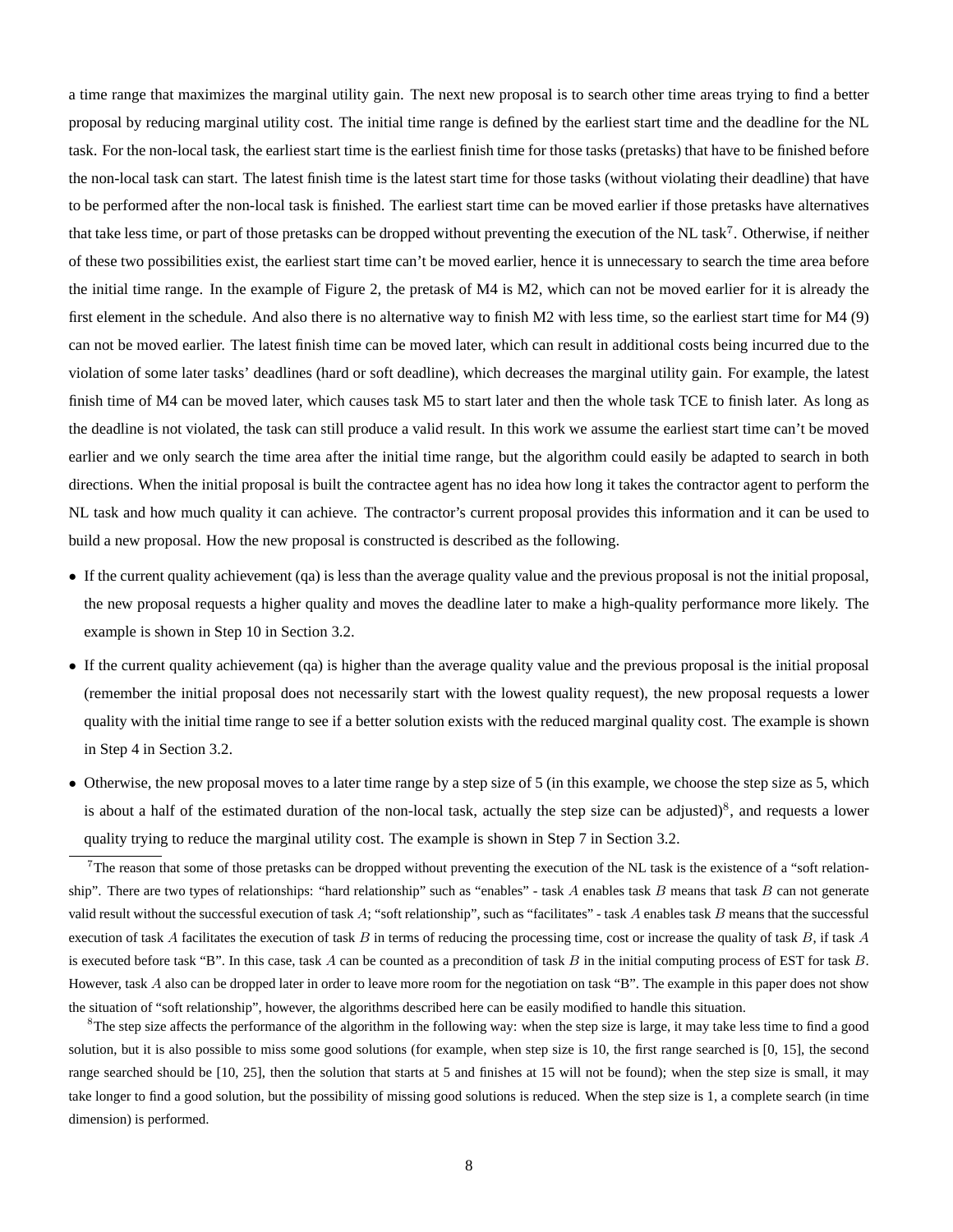a time range that maximizes the marginal utility gain. The next new proposal is to search other time areas trying to find a better proposal by reducing marginal utility cost. The initial time range is defined by the earliest start time and the deadline for the NL task. For the non-local task, the earliest start time is the earliest finish time for those tasks (pretasks) that have to be finished before the non-local task can start. The latest finish time is the latest start time for those tasks (without violating their deadline) that have to be performed after the non-local task is finished. The earliest start time can be moved earlier if those pretasks have alternatives that take less time, or part of those pretasks can be dropped without preventing the execution of the NL task[7]. Otherwise, if neither of these two possibilities exist, the earliest start time can't be moved earlier, hence it is unnecessary to search the time area before the initial time range. In the example of Figure 2, the pretask of M4 is M2, which can not be moved earlier for it is already the first element in the schedule. And also there is no alternative way to finish M2 with less time, so the earliest start time for M4 (9) can not be moved earlier. The latest finish time can be moved later, which can result in additional costs being incurred due to the violation of some later tasks' deadlines (hard or soft deadline), which decreases the marginal utility gain. For example, the latest finish time of M4 can be moved later, which causes task M5 to start later and then the whole task TCE to finish later. As long as the deadline is not violated, the task can still produce a valid result. In this work we assume the earliest start time can't be moved earlier and we only search the time area after the initial time range, but the algorithm could easily be adapted to search in both directions. When the initial proposal is built the contractee agent has no idea how long it takes the contractor agent to perform the NL task and how much quality it can achieve. The contractor's current proposal provides this information and it can be used to build a new proposal. How the new proposal is constructed is described as the following.

- If the current quality achievement (qa) is less than the average quality value and the previous proposal is not the initial proposal, the new proposal requests a higher quality and moves the deadline later to make a high-quality performance more likely. The example is shown in Step 10 in Section 3.2.
- If the current quality achievement (qa) is higher than the average quality value and the previous proposal is the initial proposal (remember the initial proposal does not necessarily start with the lowest quality request), the new proposal requests a lower quality with the initial time range to see if a better solution exists with the reduced marginal quality cost. The example is shown in Step 4 in Section 3.2.
- Otherwise, the new proposal moves to a later time range by a step size of 5 (in this example, we choose the step size as 5, which is about a half of the estimated duration of the non-local task, actually the step size can be adjusted)[8], and requests a lower quality trying to reduce the marginal utility cost. The example is shown in Step 7 in Section 3.2.

[7] The reason that some of those pretasks can be dropped without preventing the execution of the NL task is the existence of a "soft relationship". There are two types of relationships: "hard relationship" such as "enables" - task $A$ enables task $B$ means that task $B$ can not generate valid result without the successful execution of task $A$; "soft relationship", such as "facilitates" - task $A$ enables task $B$ means that the successful execution of task $A$ facilitates the execution of task $B$ in terms of reducing the processing time, cost or increase the quality of task $B$, if task $A$ is executed before task "B". In this case, task $A$ can be counted as a precondition of task $B$ in the initial computing process of EST for task $B$. However, task $A$ also can be dropped later in order to leave more room for the negotiation on task "B". The example in this paper does not show the situation of "soft relationship", however, the algorithms described here can be easily modified to handle this situation.

[8] The step size affects the performance of the algorithm in the following way: when the step size is large, it may take less time to find a good solution, but it is also possible to miss some good solutions (for example, when step size is 10, the first range searched is [0, 15], the second range searched should be [10, 25], then the solution that starts at 5 and finishes at 15 will not be found); when the step size is small, it may take longer to find a good solution, but the possibility of missing good solutions is reduced. When the step size is 1, a complete search (in time dimension) is performed.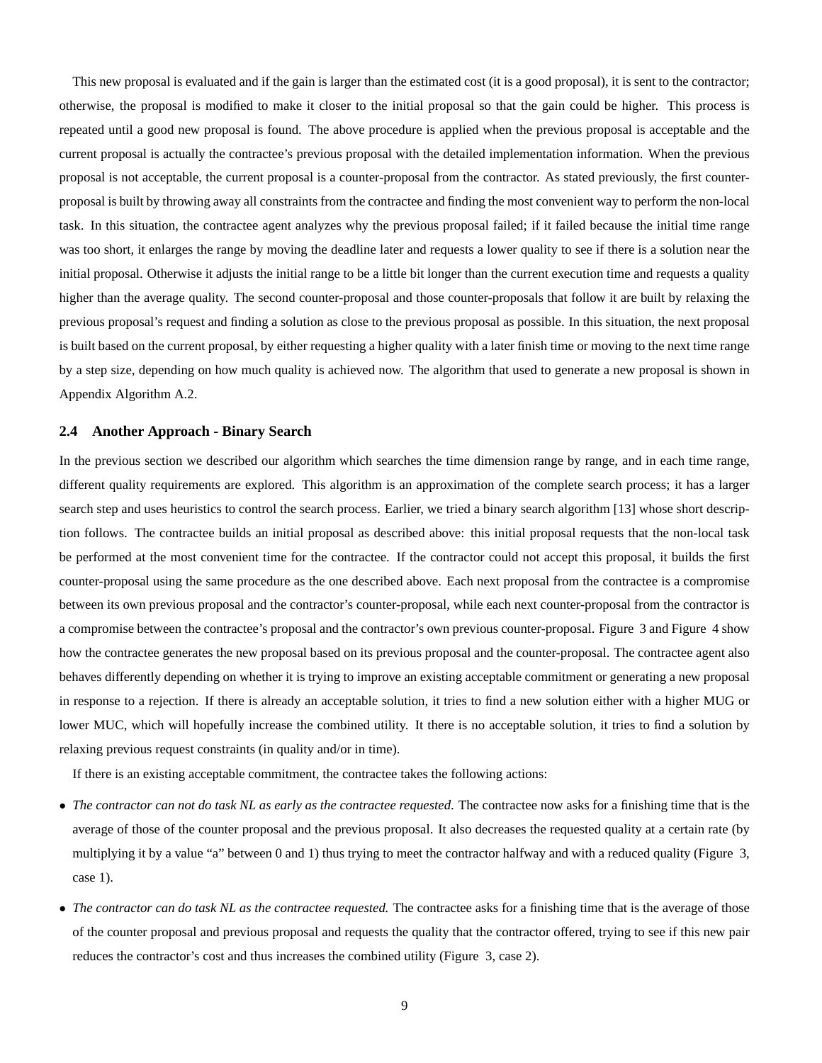This new proposal is evaluated and if the gain is larger than the estimated cost (it is a good proposal), it is sent to the contractor; otherwise, the proposal is modified to make it closer to the initial proposal so that the gain could be higher. This process is repeated until a good new proposal is found. The above procedure is applied when the previous proposal is acceptable and the current proposal is actually the contractee's previous proposal with the detailed implementation information. When the previous proposal is not acceptable, the current proposal is a counter-proposal from the contractor. As stated previously, the first counter-proposal is built by throwing away all constraints from the contractee and finding the most convenient way to perform the non-local task. In this situation, the contractee agent analyzes why the previous proposal failed; if it failed because the initial time range was too short, it enlarges the range by moving the deadline later and requests a lower quality to see if there is a solution near the initial proposal. Otherwise it adjusts the initial range to be a little bit longer than the current execution time and requests a quality higher than the average quality. The second counter-proposal and those counter-proposals that follow it are built by relaxing the previous proposal's request and finding a solution as close to the previous proposal as possible. In this situation, the next proposal is built based on the current proposal, by either requesting a higher quality with a later finish time or moving to the next time range by a step size, depending on how much quality is achieved now. The algorithm that used to generate a new proposal is shown in Appendix Algorithm A.2.

### 2.4 Another Approach - Binary Search

In the previous section we described our algorithm which searches the time dimension range by range, and in each time range, different quality requirements are explored. This algorithm is an approximation of the complete search process; it has a larger search step and uses heuristics to control the search process. Earlier, we tried a binary search algorithm [13] whose short description follows. The contractee builds an initial proposal as described above: this initial proposal requests that the non-local task be performed at the most convenient time for the contractee. If the contractor could not accept this proposal, it builds the first counter-proposal using the same procedure as the one described above. Each next proposal from the contractee is a compromise between its own previous proposal and the contractor's counter-proposal, while each next counter-proposal from the contractor is a compromise between the contractee's proposal and the contractor's own previous counter-proposal. Figure 3 and Figure 4 show how the contractee generates the new proposal based on its previous proposal and the counter-proposal. The contractee agent also behaves differently depending on whether it is trying to improve an existing acceptable commitment or generating a new proposal in response to a rejection. If there is already an acceptable solution, it tries to find a new solution either with a higher MUG or lower MUC, which will hopefully increase the combined utility. It there is no acceptable solution, it tries to find a solution by relaxing previous request constraints (in quality and/or in time).

If there is an existing acceptable commitment, the contractee takes the following actions:

- *The contractor can not do task NL as early as the contractee requested.* The contractee now asks for a finishing time that is the average of those of the counter proposal and the previous proposal. It also decreases the requested quality at a certain rate (by multiplying it by a value "a" between 0 and 1) thus trying to meet the contractor halfway and with a reduced quality (Figure 3, case 1).
- *The contractor can do task NL as the contractee requested.* The contractee asks for a finishing time that is the average of those of the counter proposal and previous proposal and requests the quality that the contractor offered, trying to see if this new pair reduces the contractor's cost and thus increases the combined utility (Figure 3, case 2).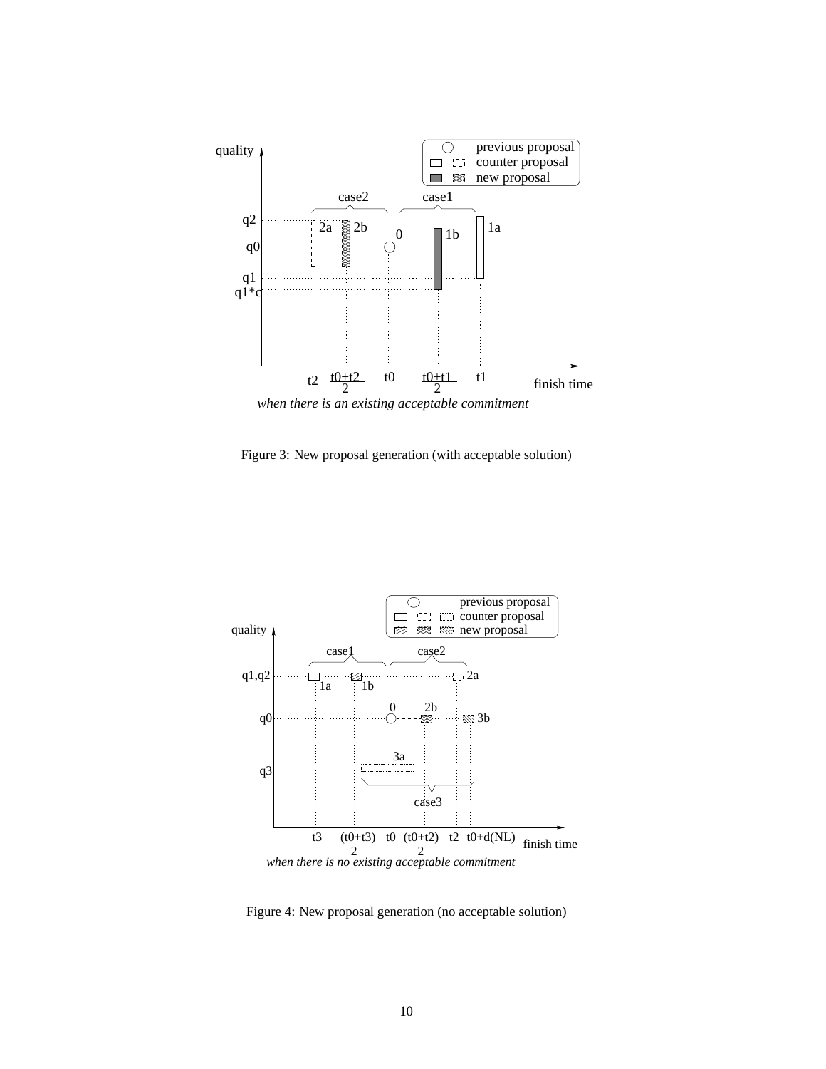quality

previous proposal
counter proposal
new proposal

case2
case1

q2
q0
q1
q1*c

2a
2b
0
1b
1a

t2
t0+t2 / 2
t0
t0+t1 / 2
t1
finish time

*when there is an existing acceptable commitment*

Figure 3: New proposal generation (with acceptable solution)

previous proposal
counter proposal
new proposal

quality

case1
case2

q1,q2
q0
q3

1a
1b
2a
0
2b
3b
3a

case3

t3
(t0+t3) / 2
t0
(t0+t2) / 2
t2
t0+d(NL)
finish time

*when there is no existing acceptable commitment*

Figure 4: New proposal generation (no acceptable solution)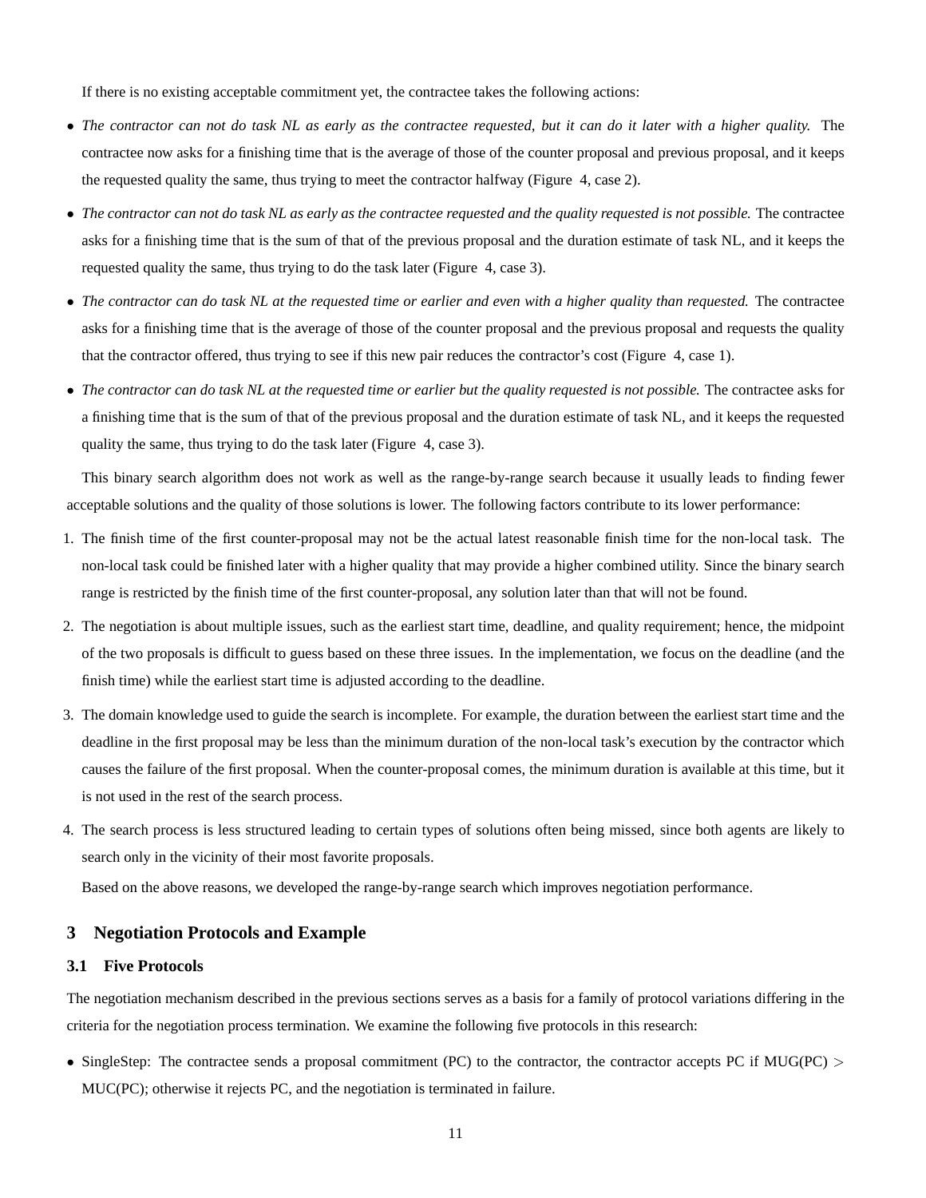If there is no existing acceptable commitment yet, the contractee takes the following actions:

- *The contractor can not do task NL as early as the contractee requested, but it can do it later with a higher quality.* The contractee now asks for a finishing time that is the average of those of the counter proposal and previous proposal, and it keeps the requested quality the same, thus trying to meet the contractor halfway (Figure 4, case 2).
- *The contractor can not do task NL as early as the contractee requested and the quality requested is not possible.* The contractee asks for a finishing time that is the sum of that of the previous proposal and the duration estimate of task NL, and it keeps the requested quality the same, thus trying to do the task later (Figure 4, case 3).
- *The contractor can do task NL at the requested time or earlier and even with a higher quality than requested.* The contractee asks for a finishing time that is the average of those of the counter proposal and the previous proposal and requests the quality that the contractor offered, thus trying to see if this new pair reduces the contractor's cost (Figure 4, case 1).
- *The contractor can do task NL at the requested time or earlier but the quality requested is not possible.* The contractee asks for a finishing time that is the sum of that of the previous proposal and the duration estimate of task NL, and it keeps the requested quality the same, thus trying to do the task later (Figure 4, case 3).

This binary search algorithm does not work as well as the range-by-range search because it usually leads to finding fewer acceptable solutions and the quality of those solutions is lower. The following factors contribute to its lower performance:

1. The finish time of the first counter-proposal may not be the actual latest reasonable finish time for the non-local task. The non-local task could be finished later with a higher quality that may provide a higher combined utility. Since the binary search range is restricted by the finish time of the first counter-proposal, any solution later than that will not be found.
2. The negotiation is about multiple issues, such as the earliest start time, deadline, and quality requirement; hence, the midpoint of the two proposals is difficult to guess based on these three issues. In the implementation, we focus on the deadline (and the finish time) while the earliest start time is adjusted according to the deadline.
3. The domain knowledge used to guide the search is incomplete. For example, the duration between the earliest start time and the deadline in the first proposal may be less than the minimum duration of the non-local task's execution by the contractor which causes the failure of the first proposal. When the counter-proposal comes, the minimum duration is available at this time, but it is not used in the rest of the search process.
4. The search process is less structured leading to certain types of solutions often being missed, since both agents are likely to search only in the vicinity of their most favorite proposals.

Based on the above reasons, we developed the range-by-range search which improves negotiation performance.

## 3 Negotiation Protocols and Example

### 3.1 Five Protocols

The negotiation mechanism described in the previous sections serves as a basis for a family of protocol variations differing in the criteria for the negotiation process termination. We examine the following five protocols in this research:

- SingleStep: The contractee sends a proposal commitment (PC) to the contractor, the contractor accepts PC if MUG(PC) $>$ MUC(PC); otherwise it rejects PC, and the negotiation is terminated in failure.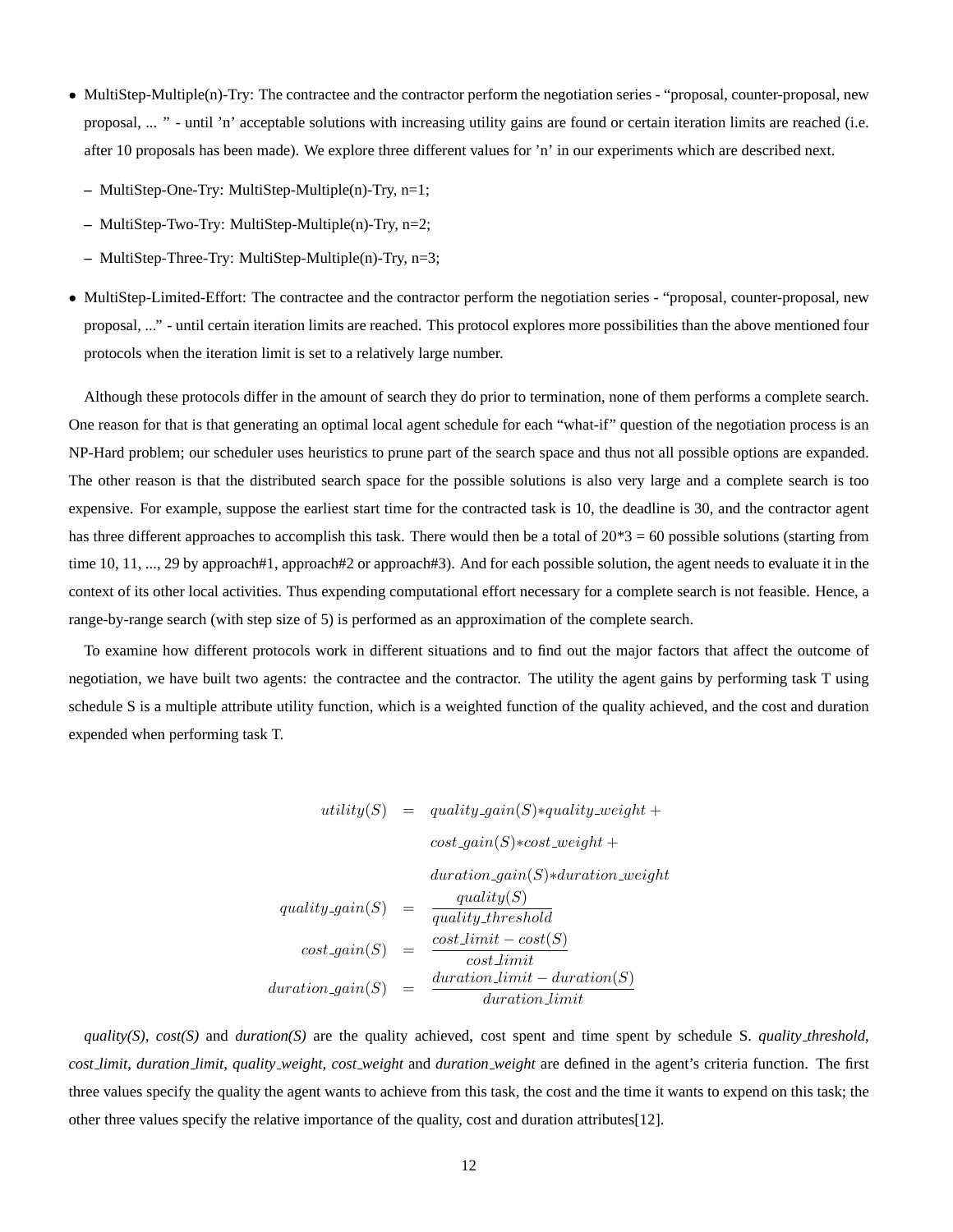- MultiStep-Multiple(n)-Try: The contractee and the contractor perform the negotiation series - "proposal, counter-proposal, new proposal, ... " - until 'n' acceptable solutions with increasing utility gains are found or certain iteration limits are reached (i.e. after 10 proposals has been made). We explore three different values for 'n' in our experiments which are described next.
  - MultiStep-One-Try: MultiStep-Multiple(n)-Try, n=1;
  - MultiStep-Two-Try: MultiStep-Multiple(n)-Try, n=2;
  - MultiStep-Three-Try: MultiStep-Multiple(n)-Try, n=3;
- MultiStep-Limited-Effort: The contractee and the contractor perform the negotiation series - "proposal, counter-proposal, new proposal, ..." - until certain iteration limits are reached. This protocol explores more possibilities than the above mentioned four protocols when the iteration limit is set to a relatively large number.

Although these protocols differ in the amount of search they do prior to termination, none of them performs a complete search. One reason for that is that generating an optimal local agent schedule for each "what-if" question of the negotiation process is an NP-Hard problem; our scheduler uses heuristics to prune part of the search space and thus not all possible options are expanded. The other reason is that the distributed search space for the possible solutions is also very large and a complete search is too expensive. For example, suppose the earliest start time for the contracted task is 10, the deadline is 30, and the contractor agent has three different approaches to accomplish this task. There would then be a total of 20*3 = 60 possible solutions (starting from time 10, 11, ..., 29 by approach#1, approach#2 or approach#3). And for each possible solution, the agent needs to evaluate it in the context of its other local activities. Thus expending computational effort necessary for a complete search is not feasible. Hence, a range-by-range search (with step size of 5) is performed as an approximation of the complete search.

To examine how different protocols work in different situations and to find out the major factors that affect the outcome of negotiation, we have built two agents: the contractee and the contractor. The utility the agent gains by performing task T using schedule S is a multiple attribute utility function, which is a weighted function of the quality achieved, and the cost and duration expended when performing task T.

$$
\begin{aligned}
utility(S) &= quality\_gain(S)*quality\_weight + \\
&\quad cost\_gain(S)*cost\_weight + \\
&\quad duration\_gain(S)*duration\_weight \\
quality\_gain(S) &= \frac{quality(S)}{quality\_threshold} \\
cost\_gain(S) &= \frac{cost\_limit - cost(S)}{cost\_limit} \\
duration\_gain(S) &= \frac{duration\_limit - duration(S)}{duration\_limit}
\end{aligned}
$$

*quality(S)*, *cost(S)* and *duration(S)* are the quality achieved, cost spent and time spent by schedule S. *quality_threshold*, *cost_limit*, *duration_limit*, *quality_weight*, *cost_weight* and *duration_weight* are defined in the agent's criteria function. The first three values specify the quality the agent wants to achieve from this task, the cost and the time it wants to expend on this task; the other three values specify the relative importance of the quality, cost and duration attributes[12].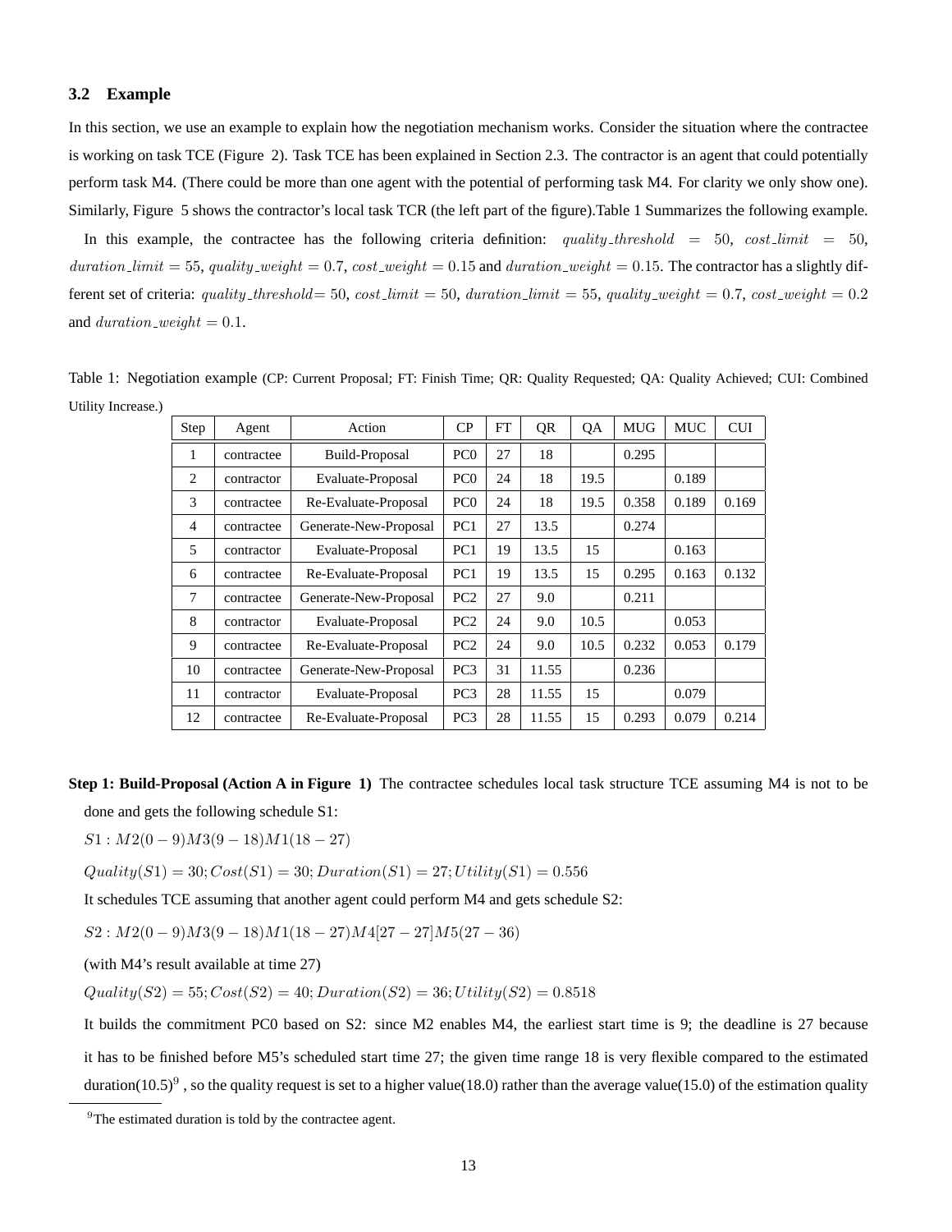### 3.2 Example

In this section, we use an example to explain how the negotiation mechanism works. Consider the situation where the contractee is working on task TCE (Figure 2). Task TCE has been explained in Section 2.3. The contractor is an agent that could potentially perform task M4. (There could be more than one agent with the potential of performing task M4. For clarity we only show one). Similarly, Figure 5 shows the contractor's local task TCR (the left part of the figure).Table 1 Summarizes the following example.

In this example, the contractee has the following criteria definition: $quality\_threshold = 50$, $cost\_limit = 50$, $duration\_limit = 55$, $quality\_weight = 0.7$, $cost\_weight = 0.15$ and $duration\_weight = 0.15$. The contractor has a slightly different set of criteria: $quality\_threshold= 50$, $cost\_limit = 50$, $duration\_limit = 55$, $quality\_weight = 0.7$, $cost\_weight = 0.2$ and $duration\_weight = 0.1$.

Table 1: Negotiation example (CP: Current Proposal; FT: Finish Time; QR: Quality Requested; QA: Quality Achieved; CUI: Combined Utility Increase.)

| Step | Agent | Action | CP | FT | QR | QA | MUG | MUC | CUI |
|---|---|---|---|---|---|---|---|---|---|
| 1 | contractee | Build-Proposal | PC0 | 27 | 18 | | 0.295 | | |
| 2 | contractor | Evaluate-Proposal | PC0 | 24 | 18 | 19.5 | | 0.189 | |
| 3 | contractee | Re-Evaluate-Proposal | PC0 | 24 | 18 | 19.5 | 0.358 | 0.189 | 0.169 |
| 4 | contractee | Generate-New-Proposal | PC1 | 27 | 13.5 | | 0.274 | | |
| 5 | contractor | Evaluate-Proposal | PC1 | 19 | 13.5 | 15 | | 0.163 | |
| 6 | contractee | Re-Evaluate-Proposal | PC1 | 19 | 13.5 | 15 | 0.295 | 0.163 | 0.132 |
| 7 | contractee | Generate-New-Proposal | PC2 | 27 | 9.0 | | 0.211 | | |
| 8 | contractor | Evaluate-Proposal | PC2 | 24 | 9.0 | 10.5 | | 0.053 | |
| 9 | contractee | Re-Evaluate-Proposal | PC2 | 24 | 9.0 | 10.5 | 0.232 | 0.053 | 0.179 |
| 10 | contractee | Generate-New-Proposal | PC3 | 31 | 11.55 | | 0.236 | | |
| 11 | contractor | Evaluate-Proposal | PC3 | 28 | 11.55 | 15 | | 0.079 | |
| 12 | contractee | Re-Evaluate-Proposal | PC3 | 28 | 11.55 | 15 | 0.293 | 0.079 | 0.214 |

**Step 1: Build-Proposal (Action A in Figure 1)** The contractee schedules local task structure TCE assuming M4 is not to be done and gets the following schedule S1:

$S1 : M2(0-9)M3(9-18)M1(18-27)$

$Quality(S1) = 30; Cost(S1) = 30; Duration(S1) = 27; Utility(S1) = 0.556$

It schedules TCE assuming that another agent could perform M4 and gets schedule S2:

$S2 : M2(0-9)M3(9-18)M1(18-27)M4[27-27]M5(27-36)$

(with M4's result available at time 27)

$Quality(S2) = 55; Cost(S2) = 40; Duration(S2) = 36; Utility(S2) = 0.8518$

It builds the commitment PC0 based on S2: since M2 enables M4, the earliest start time is 9; the deadline is 27 because it has to be finished before M5's scheduled start time 27; the given time range 18 is very flexible compared to the estimated duration(10.5)[9], so the quality request is set to a higher value(18.0) rather than the average value(15.0) of the estimation quality

[9] The estimated duration is told by the contractee agent.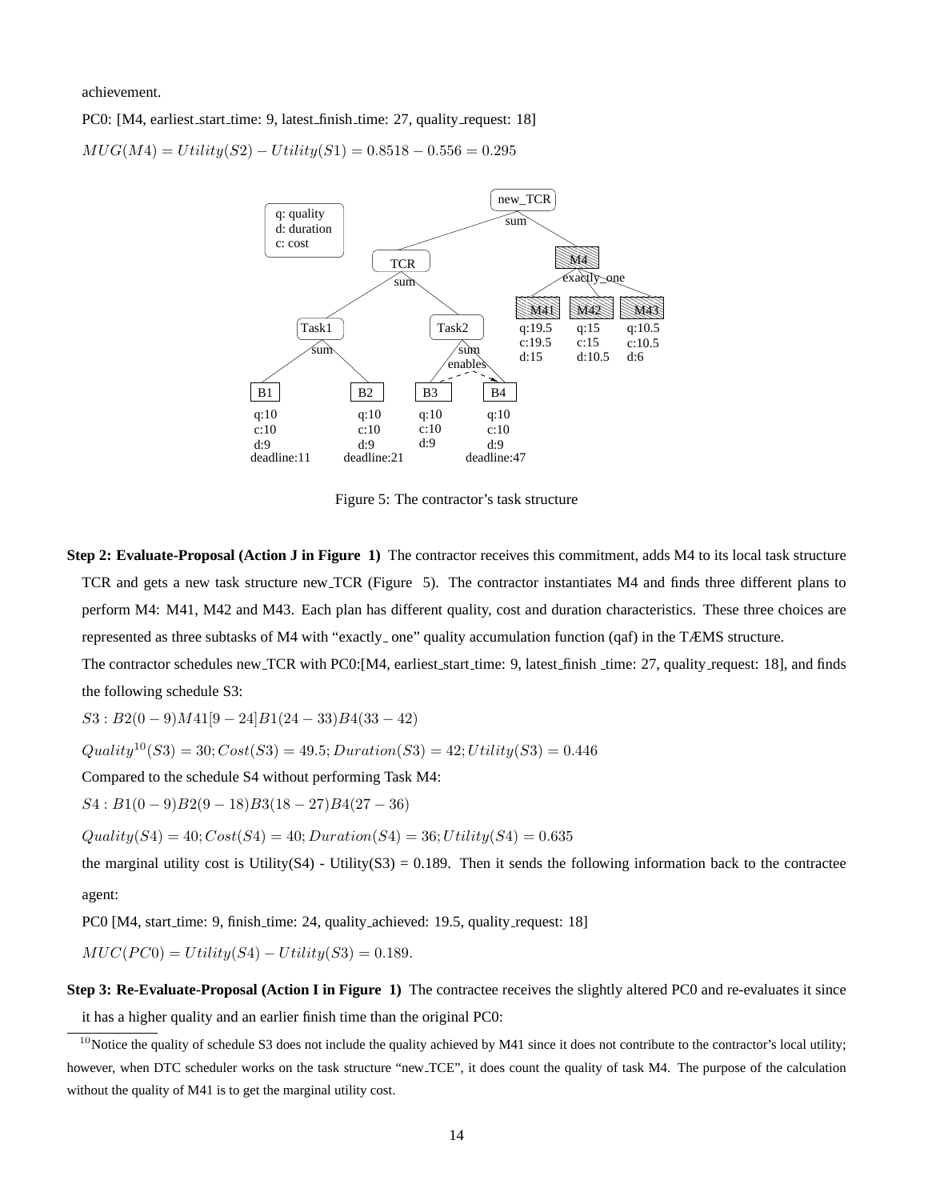achievement.

PC0: [M4, earliest_start_time: 9, latest_finish_time: 27, quality_request: 18]

$MUG(M4) = Utility(S2) - Utility(S1) = 0.8518 - 0.556 = 0.295$

q: quality
d: duration
c: cost

new_TCR
sum
TCR
sum
M4
exactly_one
M41
q:19.5
c:19.5
d:15
M42
q:15
c:15
d:10.5
M43
q:10.5
c:10.5
d:6
Task1
sum
Task2
sum
enables
B1
q:10
c:10
d:9
deadline:11
B2
q:10
c:10
d:9
deadline:21
B3
q:10
c:10
d:9
B4
q:10
c:10
d:9
deadline:47

Figure 5: The contractor's task structure

**Step 2: Evaluate-Proposal (Action J in Figure 1)** The contractor receives this commitment, adds M4 to its local task structure TCR and gets a new task structure new_TCR (Figure 5). The contractor instantiates M4 and finds three different plans to perform M4: M41, M42 and M43. Each plan has different quality, cost and duration characteristics. These three choices are represented as three subtasks of M4 with "exactly_ one" quality accumulation function (qaf) in the TÆMS structure.

The contractor schedules new_TCR with PC0:[M4, earliest_start_time: 9, latest_finish _time: 27, quality_request: 18], and finds the following schedule S3:

$S3 : B2(0-9)M41[9-24]B1(24-33)B4(33-42)$

$Quality^{10}(S3) = 30; Cost(S3) = 49.5; Duration(S3) = 42; Utility(S3) = 0.446$

Compared to the schedule S4 without performing Task M4:

$S4 : B1(0-9)B2(9-18)B3(18-27)B4(27-36)$

$Quality(S4) = 40; Cost(S4) = 40; Duration(S4) = 36; Utility(S4) = 0.635$

the marginal utility cost is Utility(S4) - Utility(S3) = 0.189. Then it sends the following information back to the contractee agent:

PC0 [M4, start_time: 9, finish_time: 24, quality_achieved: 19.5, quality_request: 18]

$MUC(PC0) = Utility(S4) - Utility(S3) = 0.189.$

**Step 3: Re-Evaluate-Proposal (Action I in Figure 1)** The contractee receives the slightly altered PC0 and re-evaluates it since it has a higher quality and an earlier finish time than the original PC0:

[10] Notice the quality of schedule S3 does not include the quality achieved by M41 since it does not contribute to the contractor's local utility; however, when DTC scheduler works on the task structure "new_TCE", it does count the quality of task M4. The purpose of the calculation without the quality of M41 is to get the marginal utility cost.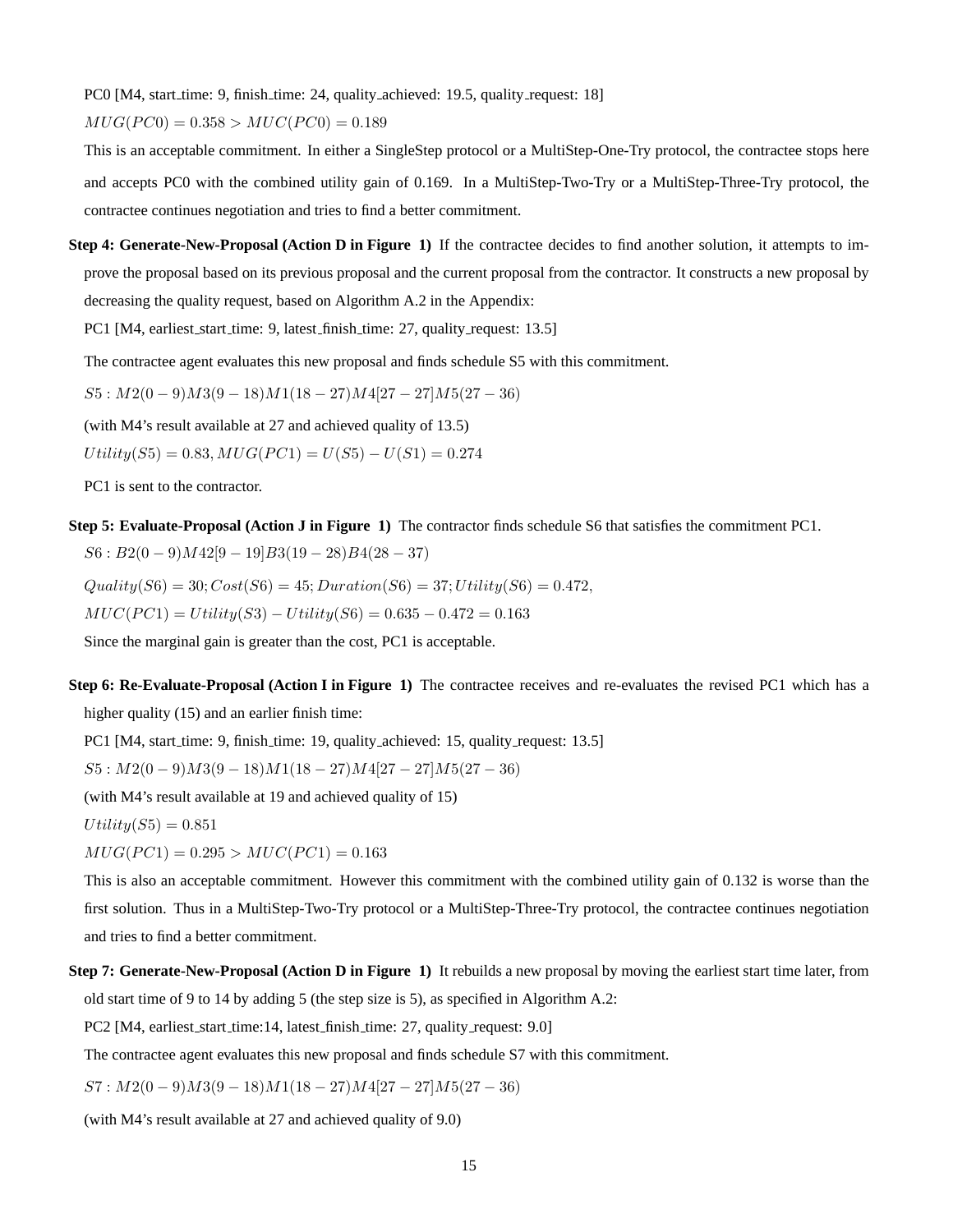PC0 [M4, start_time: 9, finish_time: 24, quality_achieved: 19.5, quality_request: 18]

$MUG(PC0) = 0.358 > MUC(PC0) = 0.189$

This is an acceptable commitment. In either a SingleStep protocol or a MultiStep-One-Try protocol, the contractee stops here and accepts PC0 with the combined utility gain of 0.169. In a MultiStep-Two-Try or a MultiStep-Three-Try protocol, the contractee continues negotiation and tries to find a better commitment.

**Step 4: Generate-New-Proposal (Action D in Figure 1)** If the contractee decides to find another solution, it attempts to improve the proposal based on its previous proposal and the current proposal from the contractor. It constructs a new proposal by decreasing the quality request, based on Algorithm A.2 in the Appendix:

PC1 [M4, earliest_start_time: 9, latest_finish_time: 27, quality_request: 13.5]

The contractee agent evaluates this new proposal and finds schedule S5 with this commitment.

$S5 : M2(0-9)M3(9-18)M1(18-27)M4[27-27]M5(27-36)$

(with M4's result available at 27 and achieved quality of 13.5)

$Utility(S5) = 0.83, MUG(PC1) = U(S5) - U(S1) = 0.274$

PC1 is sent to the contractor.

**Step 5: Evaluate-Proposal (Action J in Figure 1)** The contractor finds schedule S6 that satisfies the commitment PC1.

$S6 : B2(0-9)M42[9-19]B3(19-28)B4(28-37)$

$Quality(S6) = 30; Cost(S6) = 45; Duration(S6) = 37; Utility(S6) = 0.472,$

$MUC(PC1) = Utility(S3) - Utility(S6) = 0.635 - 0.472 = 0.163$

Since the marginal gain is greater than the cost, PC1 is acceptable.

**Step 6: Re-Evaluate-Proposal (Action I in Figure 1)** The contractee receives and re-evaluates the revised PC1 which has a higher quality (15) and an earlier finish time:

PC1 [M4, start_time: 9, finish_time: 19, quality_achieved: 15, quality_request: 13.5]

$S5 : M2(0-9)M3(9-18)M1(18-27)M4[27-27]M5(27-36)$

(with M4's result available at 19 and achieved quality of 15)

$Utility(S5) = 0.851$

$MUG(PC1) = 0.295 > MUC(PC1) = 0.163$

This is also an acceptable commitment. However this commitment with the combined utility gain of 0.132 is worse than the first solution. Thus in a MultiStep-Two-Try protocol or a MultiStep-Three-Try protocol, the contractee continues negotiation and tries to find a better commitment.

**Step 7: Generate-New-Proposal (Action D in Figure 1)** It rebuilds a new proposal by moving the earliest start time later, from old start time of 9 to 14 by adding 5 (the step size is 5), as specified in Algorithm A.2:

PC2 [M4, earliest_start_time:14, latest_finish_time: 27, quality_request: 9.0]

The contractee agent evaluates this new proposal and finds schedule S7 with this commitment.

$S7 : M2(0-9)M3(9-18)M1(18-27)M4[27-27]M5(27-36)$

(with M4's result available at 27 and achieved quality of 9.0)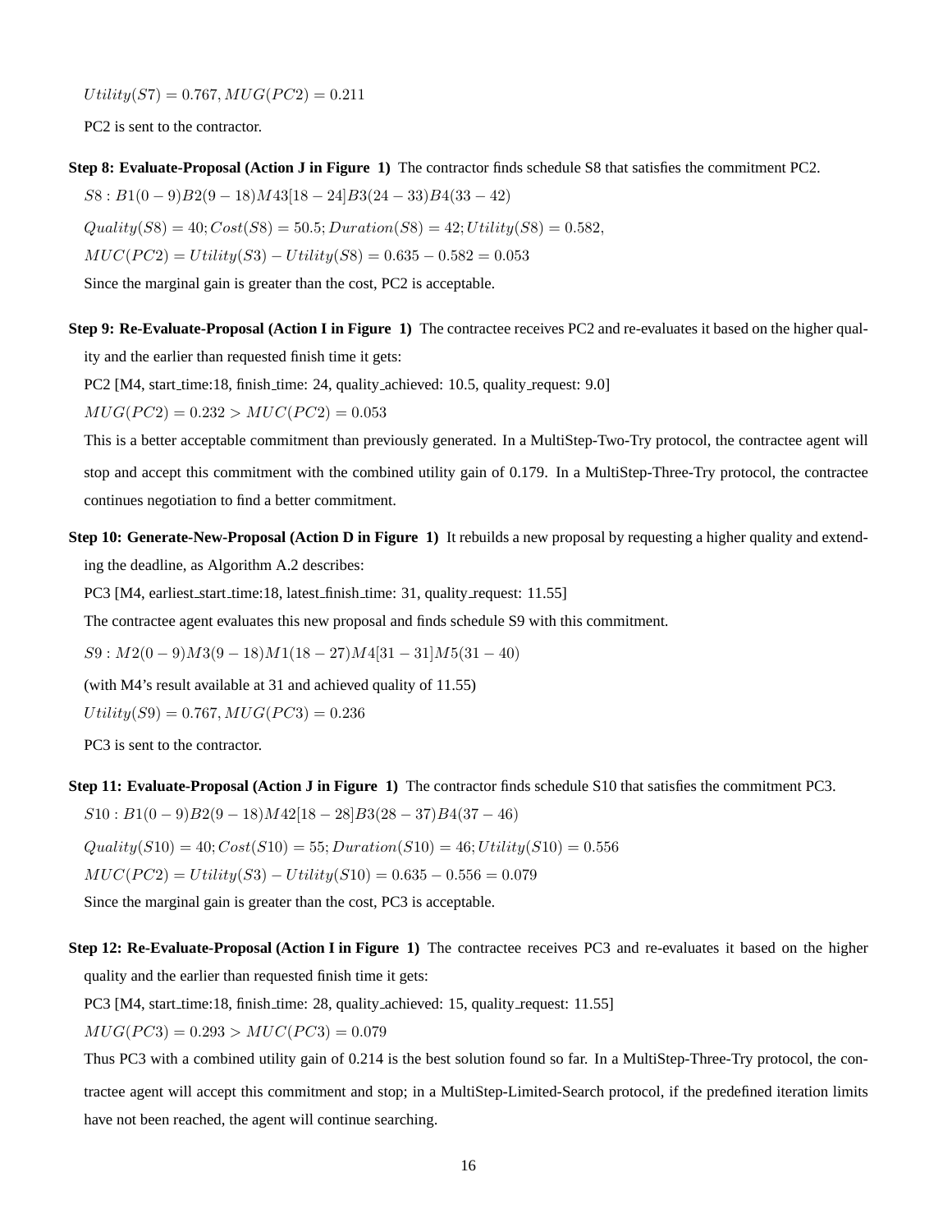$Utility(S7) = 0.767, MUG(PC2) = 0.211$

PC2 is sent to the contractor.

**Step 8: Evaluate-Proposal (Action J in Figure 1)** The contractor finds schedule S8 that satisfies the commitment PC2.

$S8 : B1(0-9)B2(9-18)M43[18-24]B3(24-33)B4(33-42)$

$Quality(S8) = 40; Cost(S8) = 50.5; Duration(S8) = 42; Utility(S8) = 0.582,$

$MUC(PC2) = Utility(S3) - Utility(S8) = 0.635 - 0.582 = 0.053$

Since the marginal gain is greater than the cost, PC2 is acceptable.

**Step 9: Re-Evaluate-Proposal (Action I in Figure 1)** The contractee receives PC2 and re-evaluates it based on the higher quality and the earlier than requested finish time it gets:

PC2 [M4, start_time:18, finish_time: 24, quality_achieved: 10.5, quality_request: 9.0]

$MUG(PC2) = 0.232 > MUC(PC2) = 0.053$

This is a better acceptable commitment than previously generated. In a MultiStep-Two-Try protocol, the contractee agent will stop and accept this commitment with the combined utility gain of 0.179. In a MultiStep-Three-Try protocol, the contractee continues negotiation to find a better commitment.

**Step 10: Generate-New-Proposal (Action D in Figure 1)** It rebuilds a new proposal by requesting a higher quality and extending the deadline, as Algorithm A.2 describes:

PC3 [M4, earliest_start_time:18, latest_finish_time: 31, quality_request: 11.55]

The contractee agent evaluates this new proposal and finds schedule S9 with this commitment.

$S9 : M2(0-9)M3(9-18)M1(18-27)M4[31-31]M5(31-40)$

(with M4's result available at 31 and achieved quality of 11.55)

$Utility(S9) = 0.767, MUG(PC3) = 0.236$

PC3 is sent to the contractor.

**Step 11: Evaluate-Proposal (Action J in Figure 1)** The contractor finds schedule S10 that satisfies the commitment PC3.

$S10 : B1(0-9)B2(9-18)M42[18-28]B3(28-37)B4(37-46)$

$Quality(S10) = 40; Cost(S10) = 55; Duration(S10) = 46; Utility(S10) = 0.556$

$MUC(PC2) = Utility(S3) - Utility(S10) = 0.635 - 0.556 = 0.079$

Since the marginal gain is greater than the cost, PC3 is acceptable.

**Step 12: Re-Evaluate-Proposal (Action I in Figure 1)** The contractee receives PC3 and re-evaluates it based on the higher quality and the earlier than requested finish time it gets:

PC3 [M4, start_time:18, finish_time: 28, quality_achieved: 15, quality_request: 11.55]

$MUG(PC3) = 0.293 > MUC(PC3) = 0.079$

Thus PC3 with a combined utility gain of 0.214 is the best solution found so far. In a MultiStep-Three-Try protocol, the contractee agent will accept this commitment and stop; in a MultiStep-Limited-Search protocol, if the predefined iteration limits have not been reached, the agent will continue searching.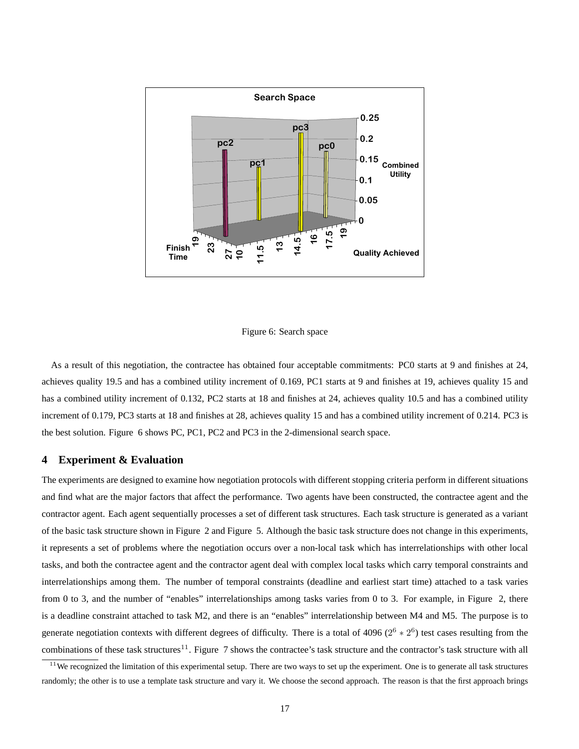Search Space

pc2
pc1
pc3
pc0

0.25
0.2
0.15
0.1
0.05
0

Combined Utility

Finish Time

19
23
27

10
11.5
13
14.5
16
17.5
19

Quality Achieved

Figure 6: Search space

As a result of this negotiation, the contractee has obtained four acceptable commitments: PC0 starts at 9 and finishes at 24, achieves quality 19.5 and has a combined utility increment of 0.169, PC1 starts at 9 and finishes at 19, achieves quality 15 and has a combined utility increment of 0.132, PC2 starts at 18 and finishes at 24, achieves quality 10.5 and has a combined utility increment of 0.179, PC3 starts at 18 and finishes at 28, achieves quality 15 and has a combined utility increment of 0.214. PC3 is the best solution. Figure 6 shows PC, PC1, PC2 and PC3 in the 2-dimensional search space.

## 4 Experiment & Evaluation

The experiments are designed to examine how negotiation protocols with different stopping criteria perform in different situations and find what are the major factors that affect the performance. Two agents have been constructed, the contractee agent and the contractor agent. Each agent sequentially processes a set of different task structures. Each task structure is generated as a variant of the basic task structure shown in Figure 2 and Figure 5. Although the basic task structure does not change in this experiments, it represents a set of problems where the negotiation occurs over a non-local task which has interrelationships with other local tasks, and both the contractee agent and the contractor agent deal with complex local tasks which carry temporal constraints and interrelationships among them. The number of temporal constraints (deadline and earliest start time) attached to a task varies from 0 to 3, and the number of "enables" interrelationships among tasks varies from 0 to 3. For example, in Figure 2, there is a deadline constraint attached to task M2, and there is an "enables" interrelationship between M4 and M5. The purpose is to generate negotiation contexts with different degrees of difficulty. There is a total of 4096 ($2^6 * 2^6$) test cases resulting from the combinations of these task structures[11]. Figure 7 shows the contractee's task structure and the contractor's task structure with all

[11] We recognized the limitation of this experimental setup. There are two ways to set up the experiment. One is to generate all task structures randomly; the other is to use a template task structure and vary it. We choose the second approach. The reason is that the first approach brings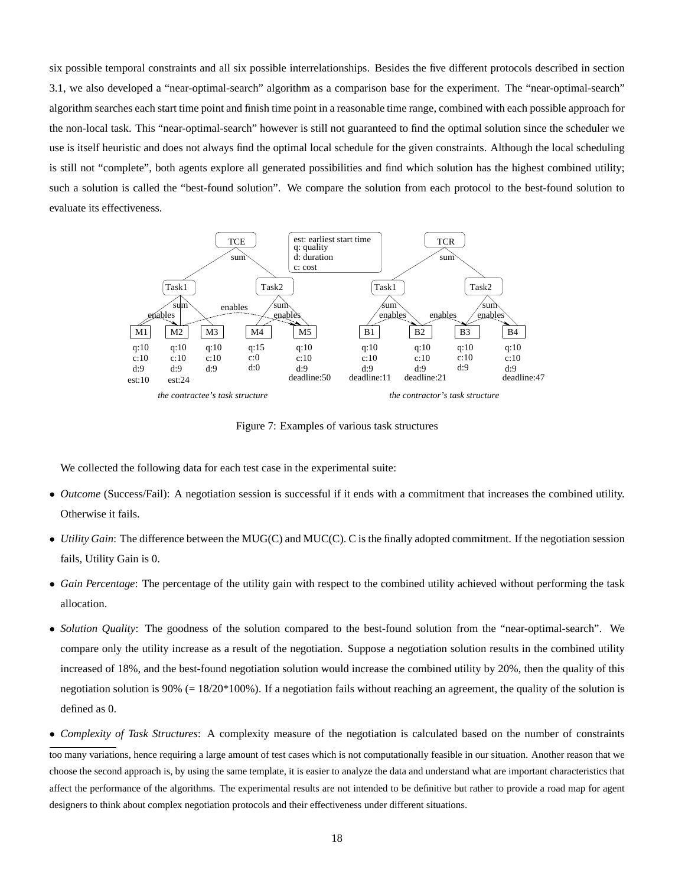six possible temporal constraints and all six possible interrelationships. Besides the five different protocols described in section 3.1, we also developed a "near-optimal-search" algorithm as a comparison base for the experiment. The "near-optimal-search" algorithm searches each start time point and finish time point in a reasonable time range, combined with each possible approach for the non-local task. This "near-optimal-search" however is still not guaranteed to find the optimal solution since the scheduler we use is itself heuristic and does not always find the optimal local schedule for the given constraints. Although the local scheduling is still not "complete", both agents explore all generated possibilities and find which solution has the highest combined utility; such a solution is called the "best-found solution". We compare the solution from each protocol to the best-found solution to evaluate its effectiveness.

TCE
sum
Task1
sum
enables
Task2
sum
enables
enables
M1 q:10 c:10 d:9 est:10
M2 q:10 c:10 d:9 est:24
M3 q:10 c:10 d:9
M4 q:15 c:0 d:0
M5 q:10 c:10 d:9 deadline:50
the contractee's task structure

est: earliest start time
q: quality
d: duration
c: cost

TCR
sum
Task1
sum
enables
Task2
sum
enables
enables
B1 q:10 c:10 d:9 deadline:11
B2 q:10 c:10 d:9 deadline:21
B3 q:10 c:10 d:9
B4 q:10 c:10 d:9 deadline:47
the contractor's task structure

Figure 7: Examples of various task structures

We collected the following data for each test case in the experimental suite:

- *Outcome* (Success/Fail): A negotiation session is successful if it ends with a commitment that increases the combined utility. Otherwise it fails.
- *Utility Gain*: The difference between the MUG(C) and MUC(C). C is the finally adopted commitment. If the negotiation session fails, Utility Gain is 0.
- *Gain Percentage*: The percentage of the utility gain with respect to the combined utility achieved without performing the task allocation.
- *Solution Quality*: The goodness of the solution compared to the best-found solution from the "near-optimal-search". We compare only the utility increase as a result of the negotiation. Suppose a negotiation solution results in the combined utility increased of 18%, and the best-found negotiation solution would increase the combined utility by 20%, then the quality of this negotiation solution is 90% (= 18/20*100%). If a negotiation fails without reaching an agreement, the quality of the solution is defined as 0.
- *Complexity of Task Structures*: A complexity measure of the negotiation is calculated based on the number of constraints

too many variations, hence requiring a large amount of test cases which is not computationally feasible in our situation. Another reason that we choose the second approach is, by using the same template, it is easier to analyze the data and understand what are important characteristics that affect the performance of the algorithms. The experimental results are not intended to be definitive but rather to provide a road map for agent designers to think about complex negotiation protocols and their effectiveness under different situations.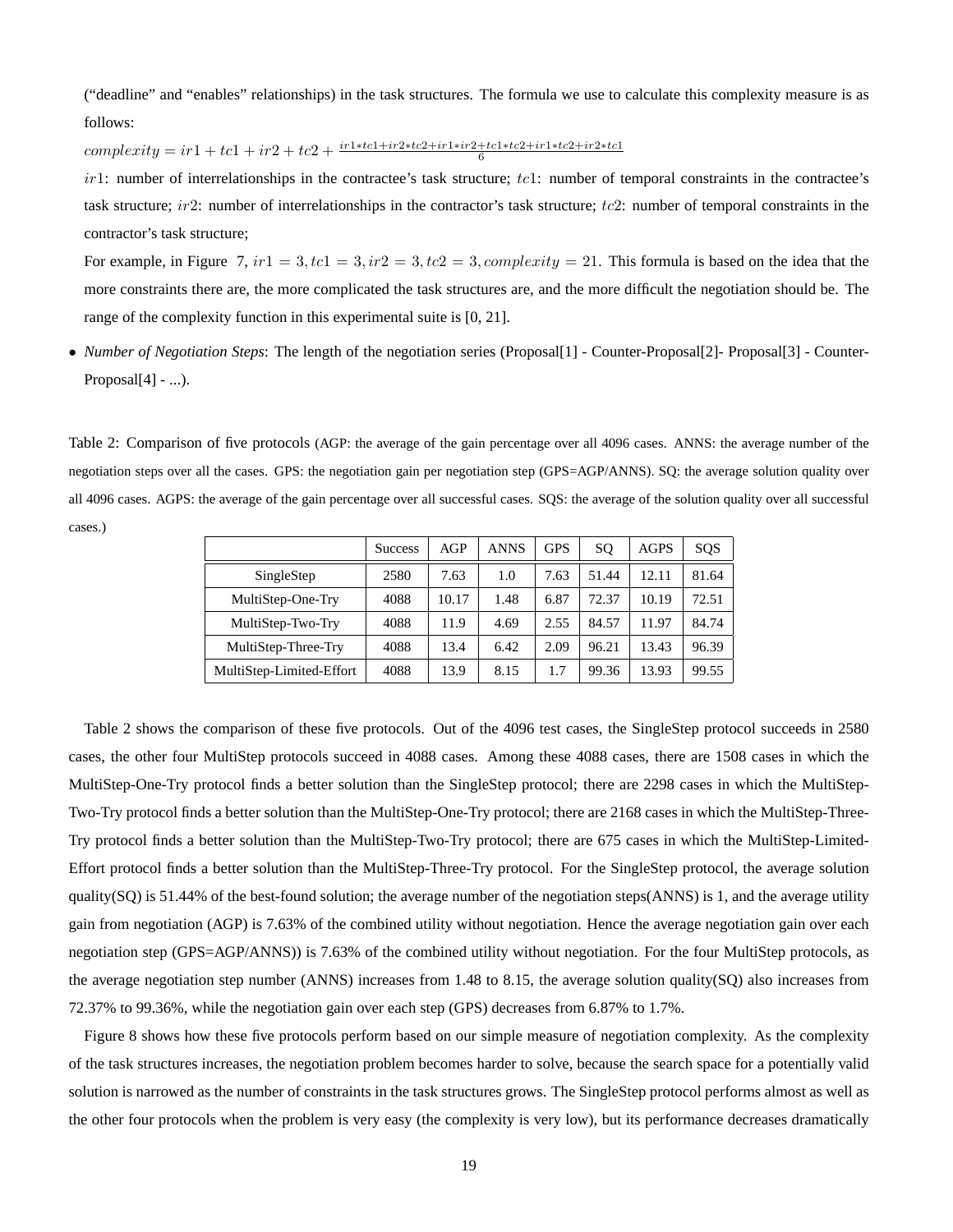("deadline" and "enables" relationships) in the task structures. The formula we use to calculate this complexity measure is as follows:

$$complexity = ir1 + tc1 + ir2 + tc2 + \frac{ir1*tc1+ir2*tc2+ir1*ir2+tc1*tc2+ir1*tc2+ir2*tc1}{6}$$

$ir1$: number of interrelationships in the contractee's task structure; $tc1$: number of temporal constraints in the contractee's task structure; $ir2$: number of interrelationships in the contractor's task structure; $tc2$: number of temporal constraints in the contractor's task structure;

For example, in Figure 7, $ir1 = 3, tc1 = 3, ir2 = 3, tc2 = 3, complexity = 21$. This formula is based on the idea that the more constraints there are, the more complicated the task structures are, and the more difficult the negotiation should be. The range of the complexity function in this experimental suite is [0, 21].

- *Number of Negotiation Steps*: The length of the negotiation series (Proposal[1] - Counter-Proposal[2]- Proposal[3] - Counter-Proposal[4] - ...).

Table 2: Comparison of five protocols (AGP: the average of the gain percentage over all 4096 cases. ANNS: the average number of the negotiation steps over all the cases. GPS: the negotiation gain per negotiation step (GPS=AGP/ANNS). SQ: the average solution quality over all 4096 cases. AGPS: the average of the gain percentage over all successful cases. SQS: the average of the solution quality over all successful cases.)

| | Success | AGP | ANNS | GPS | SQ | AGPS | SQS |
|---|---|---|---|---|---|---|---|
| SingleStep | 2580 | 7.63 | 1.0 | 7.63 | 51.44 | 12.11 | 81.64 |
| MultiStep-One-Try | 4088 | 10.17 | 1.48 | 6.87 | 72.37 | 10.19 | 72.51 |
| MultiStep-Two-Try | 4088 | 11.9 | 4.69 | 2.55 | 84.57 | 11.97 | 84.74 |
| MultiStep-Three-Try | 4088 | 13.4 | 6.42 | 2.09 | 96.21 | 13.43 | 96.39 |
| MultiStep-Limited-Effort | 4088 | 13.9 | 8.15 | 1.7 | 99.36 | 13.93 | 99.55 |

Table 2 shows the comparison of these five protocols. Out of the 4096 test cases, the SingleStep protocol succeeds in 2580 cases, the other four MultiStep protocols succeed in 4088 cases. Among these 4088 cases, there are 1508 cases in which the MultiStep-One-Try protocol finds a better solution than the SingleStep protocol; there are 2298 cases in which the MultiStep-Two-Try protocol finds a better solution than the MultiStep-One-Try protocol; there are 2168 cases in which the MultiStep-Three-Try protocol finds a better solution than the MultiStep-Two-Try protocol; there are 675 cases in which the MultiStep-Limited-Effort protocol finds a better solution than the MultiStep-Three-Try protocol. For the SingleStep protocol, the average solution quality(SQ) is 51.44% of the best-found solution; the average number of the negotiation steps(ANNS) is 1, and the average utility gain from negotiation (AGP) is 7.63% of the combined utility without negotiation. Hence the average negotiation gain over each negotiation step (GPS=AGP/ANNS)) is 7.63% of the combined utility without negotiation. For the four MultiStep protocols, as the average negotiation step number (ANNS) increases from 1.48 to 8.15, the average solution quality(SQ) also increases from 72.37% to 99.36%, while the negotiation gain over each step (GPS) decreases from 6.87% to 1.7%.

Figure 8 shows how these five protocols perform based on our simple measure of negotiation complexity. As the complexity of the task structures increases, the negotiation problem becomes harder to solve, because the search space for a potentially valid solution is narrowed as the number of constraints in the task structures grows. The SingleStep protocol performs almost as well as the other four protocols when the problem is very easy (the complexity is very low), but its performance decreases dramatically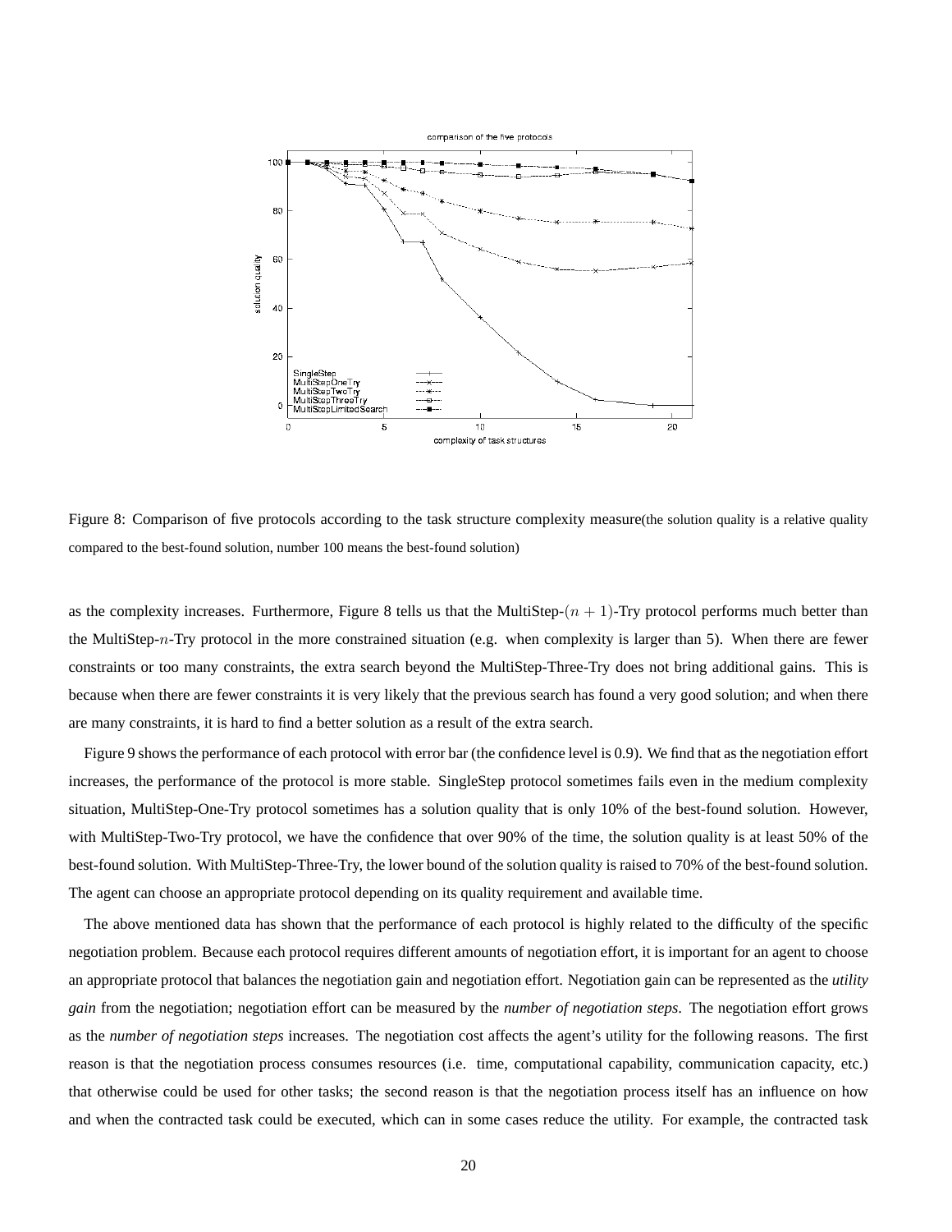comparison of the five protocols

solution quality

100

80

60

40

20

0

0

5

10

15

20

complexity of task structures

SingleStep

MultiStepOneTry

MultiStepTwoTry

MultiStepThreeTry

MultiStepLimitedSearch

Figure 8: Comparison of five protocols according to the task structure complexity measure(the solution quality is a relative quality compared to the best-found solution, number 100 means the best-found solution)

as the complexity increases. Furthermore, Figure 8 tells us that the MultiStep-$(n+1)$-Try protocol performs much better than the MultiStep-$n$-Try protocol in the more constrained situation (e.g. when complexity is larger than 5). When there are fewer constraints or too many constraints, the extra search beyond the MultiStep-Three-Try does not bring additional gains. This is because when there are fewer constraints it is very likely that the previous search has found a very good solution; and when there are many constraints, it is hard to find a better solution as a result of the extra search.

Figure 9 shows the performance of each protocol with error bar (the confidence level is 0.9). We find that as the negotiation effort increases, the performance of the protocol is more stable. SingleStep protocol sometimes fails even in the medium complexity situation, MultiStep-One-Try protocol sometimes has a solution quality that is only 10% of the best-found solution. However, with MultiStep-Two-Try protocol, we have the confidence that over 90% of the time, the solution quality is at least 50% of the best-found solution. With MultiStep-Three-Try, the lower bound of the solution quality is raised to 70% of the best-found solution. The agent can choose an appropriate protocol depending on its quality requirement and available time.

The above mentioned data has shown that the performance of each protocol is highly related to the difficulty of the specific negotiation problem. Because each protocol requires different amounts of negotiation effort, it is important for an agent to choose an appropriate protocol that balances the negotiation gain and negotiation effort. Negotiation gain can be represented as the *utility gain* from the negotiation; negotiation effort can be measured by the *number of negotiation steps*. The negotiation effort grows as the *number of negotiation steps* increases. The negotiation cost affects the agent's utility for the following reasons. The first reason is that the negotiation process consumes resources (i.e. time, computational capability, communication capacity, etc.) that otherwise could be used for other tasks; the second reason is that the negotiation process itself has an influence on how and when the contracted task could be executed, which can in some cases reduce the utility. For example, the contracted task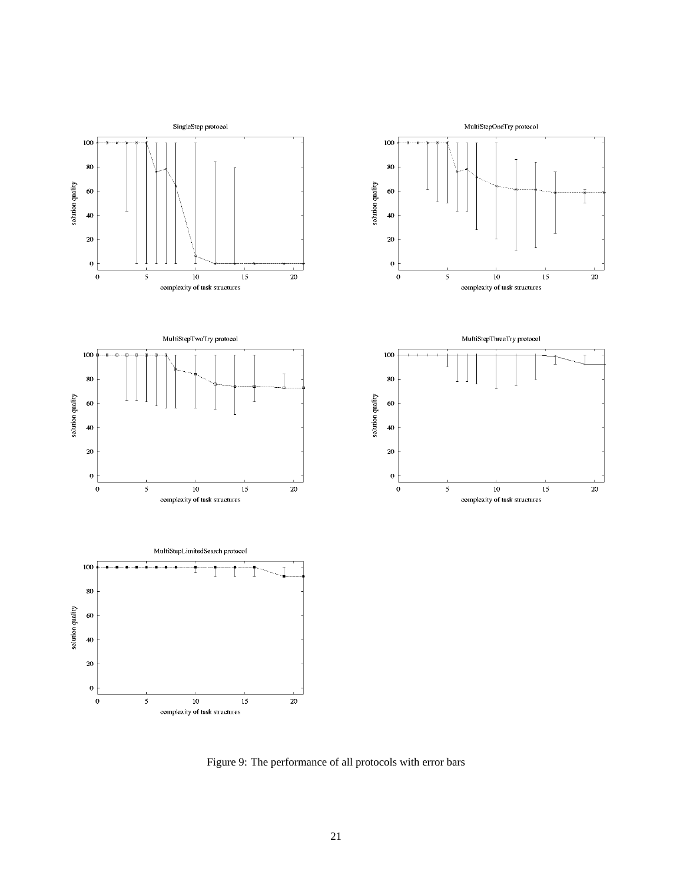SingleStep protocol

solution quality

0
20
40
60
80
100

0
5
10
15
20

complexity of task structures

MultiStepOneTry protocol

solution quality

0
20
40
60
80
100

0
5
10
15
20

complexity of task structures

MultiStepTwoTry protocol

solution quality

0
20
40
60
80
100

0
5
10
15
20

complexity of task structures

MultiStepThreeTry protocol

solution quality

0
20
40
60
80
100

0
5
10
15
20

complexity of task structures

MultiStepLimitedSearch protocol

solution quality

0
20
40
60
80
100

0
5
10
15
20

complexity of task structures

Figure 9: The performance of all protocols with error bars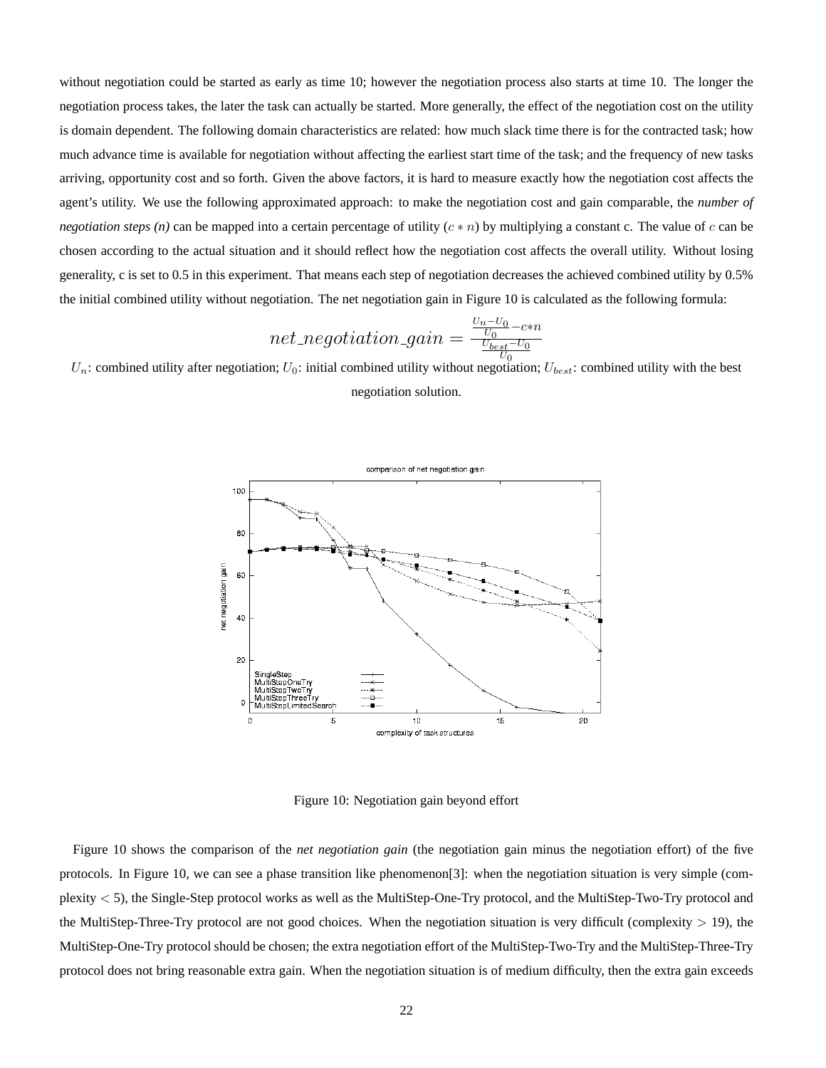without negotiation could be started as early as time 10; however the negotiation process also starts at time 10. The longer the negotiation process takes, the later the task can actually be started. More generally, the effect of the negotiation cost on the utility is domain dependent. The following domain characteristics are related: how much slack time there is for the contracted task; how much advance time is available for negotiation without affecting the earliest start time of the task; and the frequency of new tasks arriving, opportunity cost and so forth. Given the above factors, it is hard to measure exactly how the negotiation cost affects the agent's utility. We use the following approximated approach: to make the negotiation cost and gain comparable, the *number of negotiation steps (n)* can be mapped into a certain percentage of utility ($c * n$) by multiplying a constant c. The value of $c$ can be chosen according to the actual situation and it should reflect how the negotiation cost affects the overall utility. Without losing generality, c is set to 0.5 in this experiment. That means each step of negotiation decreases the achieved combined utility by 0.5% the initial combined utility without negotiation. The net negotiation gain in Figure 10 is calculated as the following formula:

$$net\_negotiation\_gain = \frac{\frac{U_n - U_0}{U_0} - c*n}{\frac{U_{best} - U_0}{U_0}}$$

$U_n$: combined utility after negotiation; $U_0$: initial combined utility without negotiation; $U_{best}$: combined utility with the best negotiation solution.

comparison of net negotiation gain

net negotiation gain

complexity of task structures

0 20 40 60 80 100

0 5 10 15 20

SingleStep
MultiStepOneTry
MultiStepTwoTry
MultiStepThreeTry
MultiStepLimitedSearch

Figure 10: Negotiation gain beyond effort

Figure 10 shows the comparison of the *net negotiation gain* (the negotiation gain minus the negotiation effort) of the five protocols. In Figure 10, we can see a phase transition like phenomenon[3]: when the negotiation situation is very simple (complexity $< 5$), the Single-Step protocol works as well as the MultiStep-One-Try protocol, and the MultiStep-Two-Try protocol and the MultiStep-Three-Try protocol are not good choices. When the negotiation situation is very difficult (complexity $> 19$), the MultiStep-One-Try protocol should be chosen; the extra negotiation effort of the MultiStep-Two-Try and the MultiStep-Three-Try protocol does not bring reasonable extra gain. When the negotiation situation is of medium difficulty, then the extra gain exceeds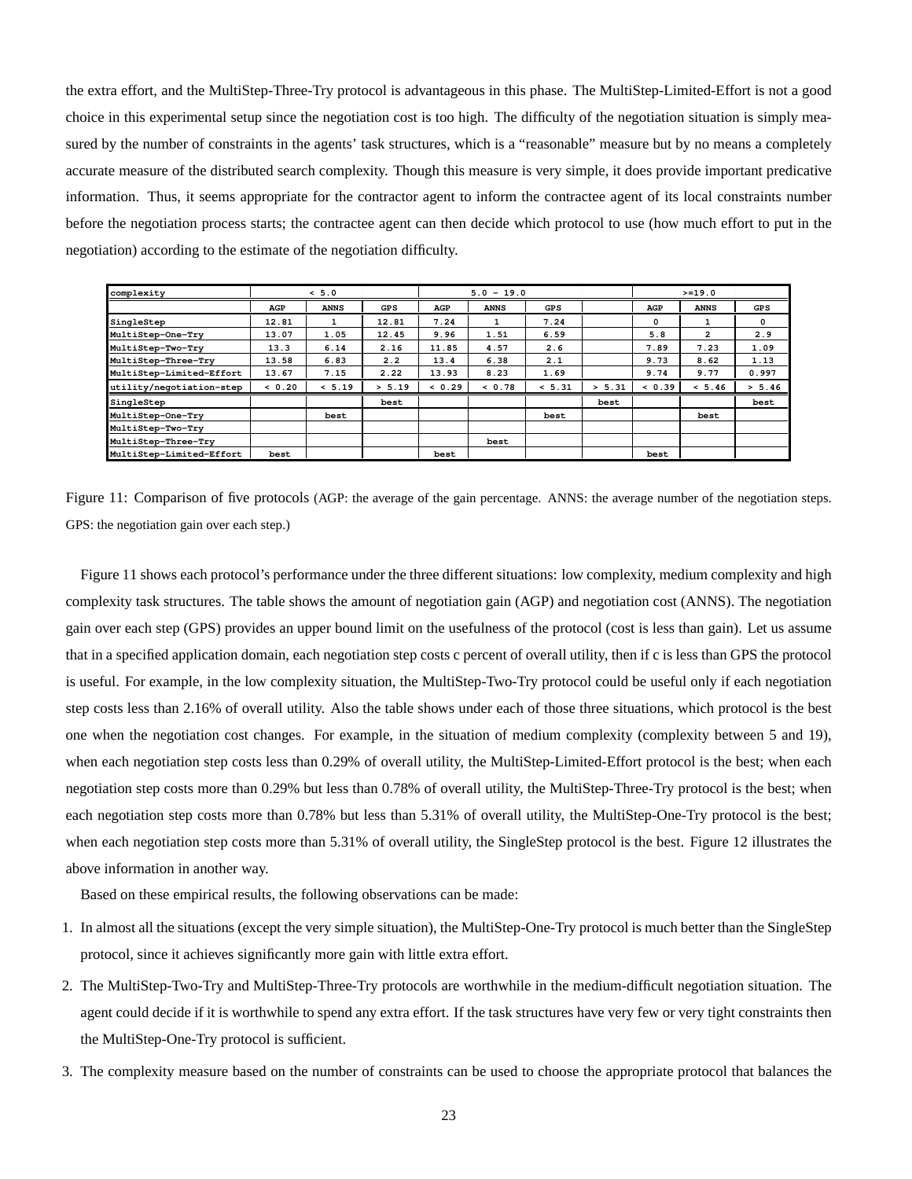the extra effort, and the MultiStep-Three-Try protocol is advantageous in this phase. The MultiStep-Limited-Effort is not a good choice in this experimental setup since the negotiation cost is too high. The difficulty of the negotiation situation is simply measured by the number of constraints in the agents' task structures, which is a "reasonable" measure but by no means a completely accurate measure of the distributed search complexity. Though this measure is very simple, it does provide important predicative information. Thus, it seems appropriate for the contractor agent to inform the contractee agent of its local constraints number before the negotiation process starts; the contractee agent can then decide which protocol to use (how much effort to put in the negotiation) according to the estimate of the negotiation difficulty.

| complexity | < 5.0 | | | 5.0 – 19.0 | | | | >=19.0 | | |
|---|---|---|---|---|---|---|---|---|---|---|
| | AGP | ANNS | GPS | AGP | ANNS | GPS | | AGP | ANNS | GPS |
| SingleStep | 12.81 | 1 | 12.81 | 7.24 | 1 | 7.24 | | 0 | 1 | 0 |
| MultiStep-One-Try | 13.07 | 1.05 | 12.45 | 9.96 | 1.51 | 6.59 | | 5.8 | 2 | 2.9 |
| MultiStep-Two-Try | 13.3 | 6.14 | 2.16 | 11.85 | 4.57 | 2.6 | | 7.89 | 7.23 | 1.09 |
| MultiStep-Three-Try | 13.58 | 6.83 | 2.2 | 13.4 | 6.38 | 2.1 | | 9.73 | 8.62 | 1.13 |
| MultiStep-Limited-Effort | 13.67 | 7.15 | 2.22 | 13.93 | 8.23 | 1.69 | | 9.74 | 9.77 | 0.997 |
| utility/negotiation-step | < 0.20 | < 5.19 | > 5.19 | < 0.29 | < 0.78 | < 5.31 | > 5.31 | < 0.39 | < 5.46 | > 5.46 |
| SingleStep | | | best | | | | best | | | best |
| MultiStep-One-Try | | best | | | | best | | | best | |
| MultiStep-Two-Try | | | | | | | | | | |
| MultiStep-Three-Try | | | | | best | | | | | |
| MultiStep-Limited-Effort | best | | | best | | | | best | | |

Figure 11: Comparison of five protocols (AGP: the average of the gain percentage. ANNS: the average number of the negotiation steps. GPS: the negotiation gain over each step.)

Figure 11 shows each protocol's performance under the three different situations: low complexity, medium complexity and high complexity task structures. The table shows the amount of negotiation gain (AGP) and negotiation cost (ANNS). The negotiation gain over each step (GPS) provides an upper bound limit on the usefulness of the protocol (cost is less than gain). Let us assume that in a specified application domain, each negotiation step costs c percent of overall utility, then if c is less than GPS the protocol is useful. For example, in the low complexity situation, the MultiStep-Two-Try protocol could be useful only if each negotiation step costs less than 2.16% of overall utility. Also the table shows under each of those three situations, which protocol is the best one when the negotiation cost changes. For example, in the situation of medium complexity (complexity between 5 and 19), when each negotiation step costs less than 0.29% of overall utility, the MultiStep-Limited-Effort protocol is the best; when each negotiation step costs more than 0.29% but less than 0.78% of overall utility, the MultiStep-Three-Try protocol is the best; when each negotiation step costs more than 0.78% but less than 5.31% of overall utility, the MultiStep-One-Try protocol is the best; when each negotiation step costs more than 5.31% of overall utility, the SingleStep protocol is the best. Figure 12 illustrates the above information in another way.

Based on these empirical results, the following observations can be made:

1. In almost all the situations (except the very simple situation), the MultiStep-One-Try protocol is much better than the SingleStep protocol, since it achieves significantly more gain with little extra effort.
2. The MultiStep-Two-Try and MultiStep-Three-Try protocols are worthwhile in the medium-difficult negotiation situation. The agent could decide if it is worthwhile to spend any extra effort. If the task structures have very few or very tight constraints then the MultiStep-One-Try protocol is sufficient.
3. The complexity measure based on the number of constraints can be used to choose the appropriate protocol that balances the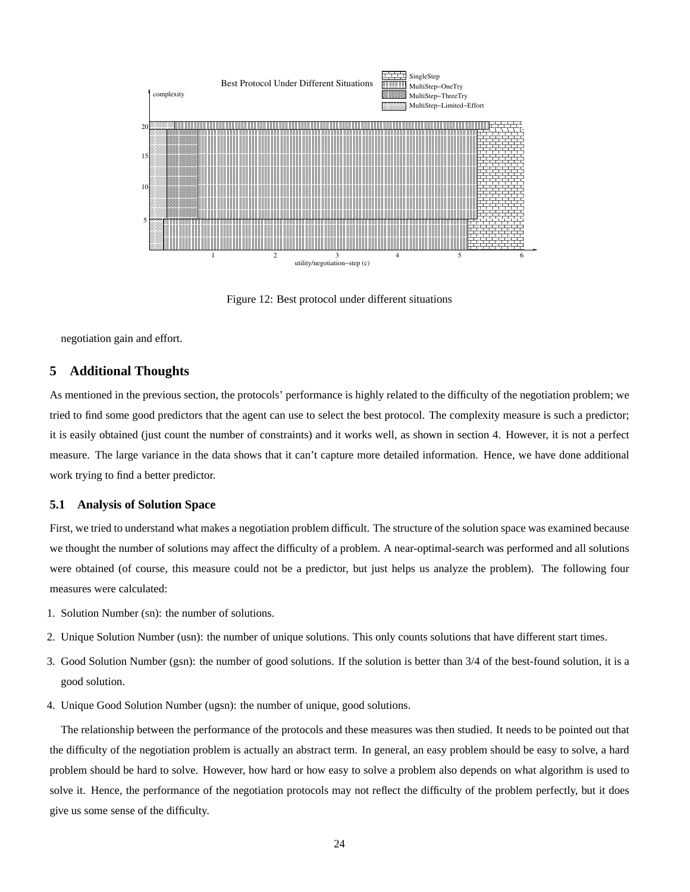Best Protocol Under Different Situations

SingleStep
MultiStep−OneTry
MultiStep−ThreeTry
MultiStep−Limited−Effort

complexity

20
15
10
5

1 2 3 4 5 6

utility/negotiation−step (c)

Figure 12: Best protocol under different situations

negotiation gain and effort.

## 5 Additional Thoughts

As mentioned in the previous section, the protocols' performance is highly related to the difficulty of the negotiation problem; we tried to find some good predictors that the agent can use to select the best protocol. The complexity measure is such a predictor; it is easily obtained (just count the number of constraints) and it works well, as shown in section 4. However, it is not a perfect measure. The large variance in the data shows that it can't capture more detailed information. Hence, we have done additional work trying to find a better predictor.

### 5.1 Analysis of Solution Space

First, we tried to understand what makes a negotiation problem difficult. The structure of the solution space was examined because we thought the number of solutions may affect the difficulty of a problem. A near-optimal-search was performed and all solutions were obtained (of course, this measure could not be a predictor, but just helps us analyze the problem). The following four measures were calculated:

1. Solution Number (sn): the number of solutions.
2. Unique Solution Number (usn): the number of unique solutions. This only counts solutions that have different start times.
3. Good Solution Number (gsn): the number of good solutions. If the solution is better than 3/4 of the best-found solution, it is a good solution.
4. Unique Good Solution Number (ugsn): the number of unique, good solutions.

The relationship between the performance of the protocols and these measures was then studied. It needs to be pointed out that the difficulty of the negotiation problem is actually an abstract term. In general, an easy problem should be easy to solve, a hard problem should be hard to solve. However, how hard or how easy to solve a problem also depends on what algorithm is used to solve it. Hence, the performance of the negotiation protocols may not reflect the difficulty of the problem perfectly, but it does give us some sense of the difficulty.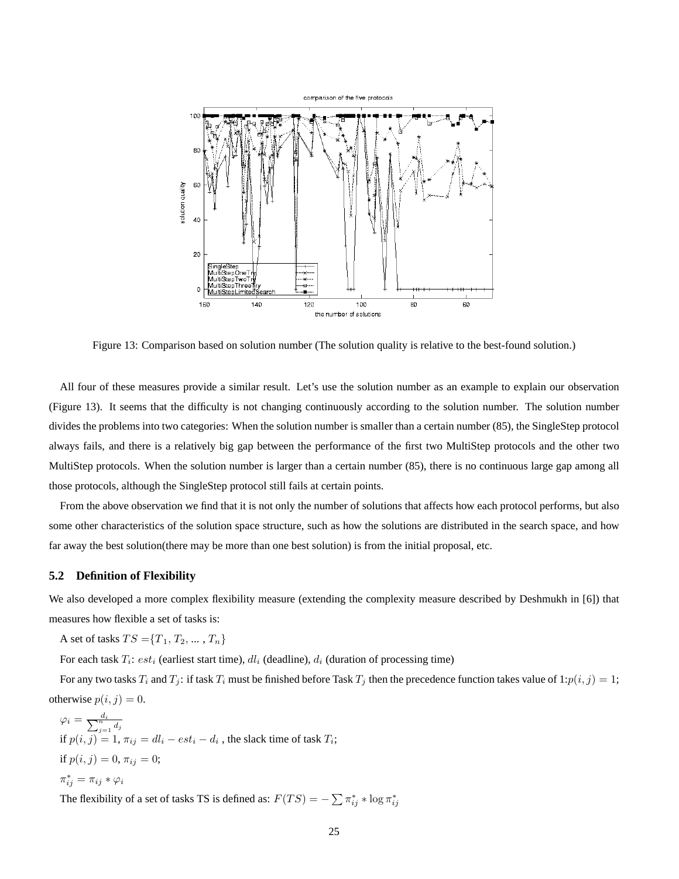comparison of the five protocols

solution quality

100
80
60
40
20
0

150 140 130 120 110 100 90 80 70 60

the number of solutions

SingleStep
MultiStepOneTry
MultiStepTwoTry
MultiStepThreeTry
MultiStepLimitedSearch

Figure 13: Comparison based on solution number (The solution quality is relative to the best-found solution.)

All four of these measures provide a similar result. Let's use the solution number as an example to explain our observation (Figure 13). It seems that the difficulty is not changing continuously according to the solution number. The solution number divides the problems into two categories: When the solution number is smaller than a certain number (85), the SingleStep protocol always fails, and there is a relatively big gap between the performance of the first two MultiStep protocols and the other two MultiStep protocols. When the solution number is larger than a certain number (85), there is no continuous large gap among all those protocols, although the SingleStep protocol still fails at certain points.

From the above observation we find that it is not only the number of solutions that affects how each protocol performs, but also some other characteristics of the solution space structure, such as how the solutions are distributed in the search space, and how far away the best solution(there may be more than one best solution) is from the initial proposal, etc.

### 5.2 Definition of Flexibility

We also developed a more complex flexibility measure (extending the complexity measure described by Deshmukh in [6]) that measures how flexible a set of tasks is:

A set of tasks $TS = \{T_1, T_2, ..., T_n\}$

For each task $T_i$: $est_i$ (earliest start time), $dl_i$ (deadline), $d_i$ (duration of processing time)

For any two tasks $T_i$ and $T_j$: if task $T_i$ must be finished before Task $T_j$ then the precedence function takes value of 1:$p(i, j) = 1$; otherwise $p(i, j) = 0$.

$\varphi_i = \frac{d_i}{\sum_{j=1}^{n} d_j}$

if $p(i, j) = 1$, $\pi_{ij} = dl_i - est_i - d_i$ , the slack time of task $T_i$;

if $p(i, j) = 0$, $\pi_{ij} = 0$;

$\pi_{ij}^* = \pi_{ij} * \varphi_i$

The flexibility of a set of tasks TS is defined as: $F(TS) = -\sum \pi_{ij}^* * \log \pi_{ij}^*$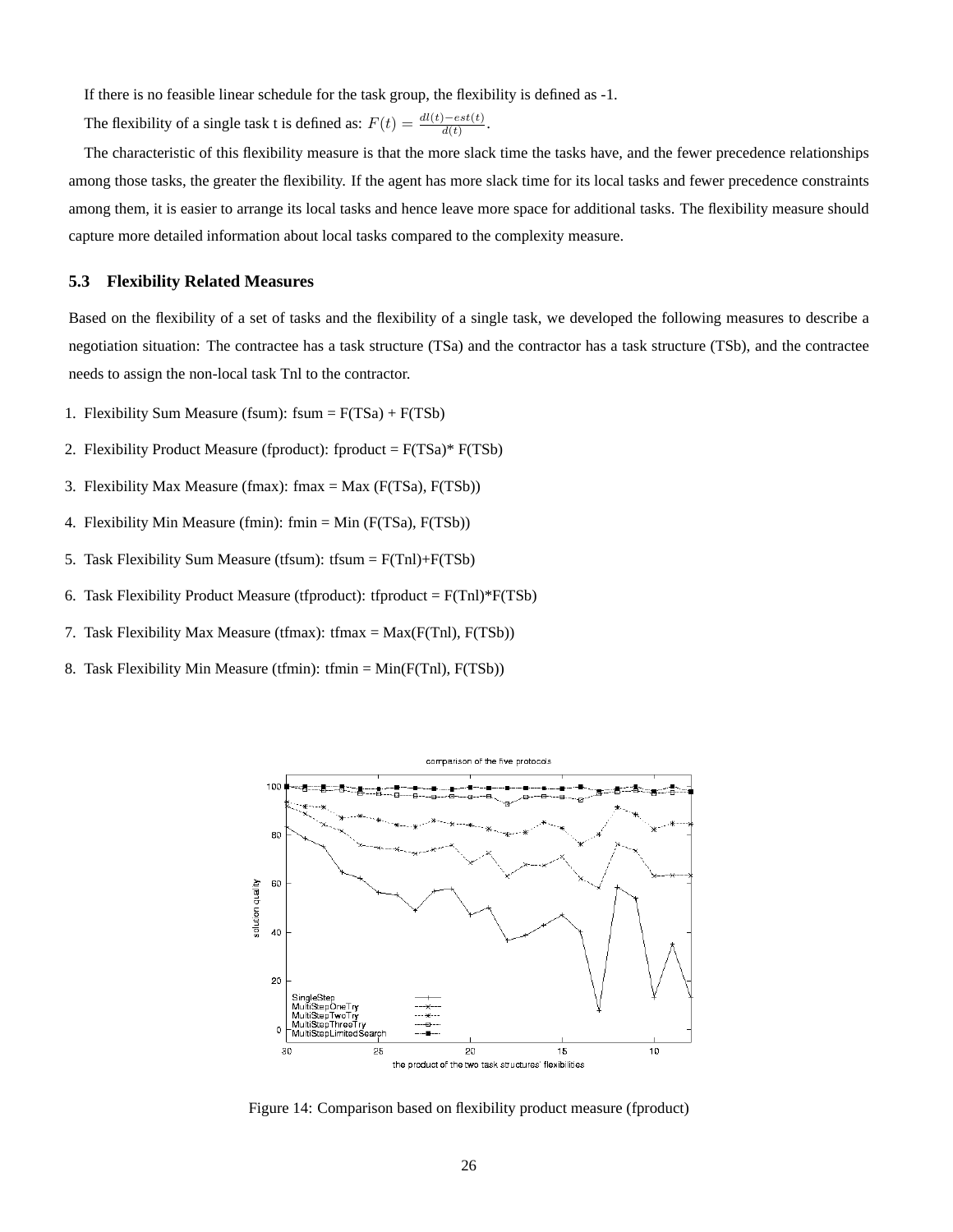If there is no feasible linear schedule for the task group, the flexibility is defined as -1.

The flexibility of a single task t is defined as: $F(t) = \frac{dl(t) - est(t)}{d(t)}$.

The characteristic of this flexibility measure is that the more slack time the tasks have, and the fewer precedence relationships among those tasks, the greater the flexibility. If the agent has more slack time for its local tasks and fewer precedence constraints among them, it is easier to arrange its local tasks and hence leave more space for additional tasks. The flexibility measure should capture more detailed information about local tasks compared to the complexity measure.

### 5.3 Flexibility Related Measures

Based on the flexibility of a set of tasks and the flexibility of a single task, we developed the following measures to describe a negotiation situation: The contractee has a task structure (TSa) and the contractor has a task structure (TSb), and the contractee needs to assign the non-local task Tnl to the contractor.

1. Flexibility Sum Measure (fsum): fsum = F(TSa) + F(TSb)
2. Flexibility Product Measure (fproduct): fproduct = F(TSa)* F(TSb)
3. Flexibility Max Measure (fmax): fmax = Max (F(TSa), F(TSb))
4. Flexibility Min Measure (fmin): fmin = Min (F(TSa), F(TSb))
5. Task Flexibility Sum Measure (tfsum): tfsum = F(Tnl)+F(TSb)
6. Task Flexibility Product Measure (tfproduct): tfproduct = F(Tnl)*F(TSb)
7. Task Flexibility Max Measure (tfmax): tfmax = Max(F(Tnl), F(TSb))
8. Task Flexibility Min Measure (tfmin): tfmin = Min(F(Tnl), F(TSb))

comparison of the five protocols

solution quality

0
20
40
60
80
100

30
25
20
15
10

the product of the two task structures' flexibilities

SingleStep
MultiStepOneTry
MultiStepTwoTry
MultiStepThreeTry
MultiStepLimitedSearch

Figure 14: Comparison based on flexibility product measure (fproduct)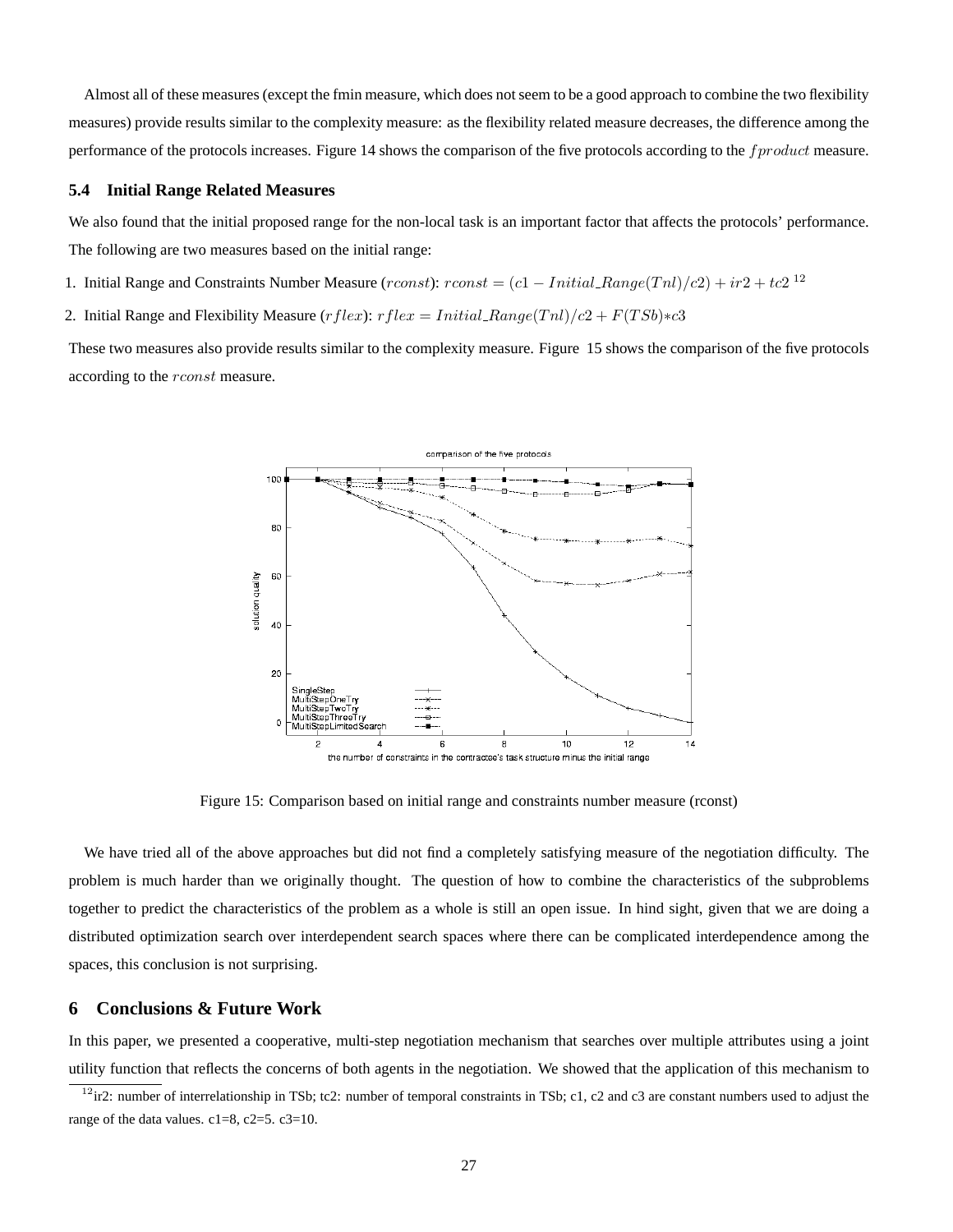Almost all of these measures (except the fmin measure, which does not seem to be a good approach to combine the two flexibility measures) provide results similar to the complexity measure: as the flexibility related measure decreases, the difference among the performance of the protocols increases. Figure 14 shows the comparison of the five protocols according to the $fproduct$ measure.

### 5.4 Initial Range Related Measures

We also found that the initial proposed range for the non-local task is an important factor that affects the protocols' performance. The following are two measures based on the initial range:

1. Initial Range and Constraints Number Measure ($rconst$): $rconst = (c1 - Initial\_Range(Tnl)/c2) + ir2 + tc2$ [12]
2. Initial Range and Flexibility Measure ($rflex$): $rflex = Initial\_Range(Tnl)/c2 + F(TSb)*c3$

These two measures also provide results similar to the complexity measure. Figure 15 shows the comparison of the five protocols according to the $rconst$ measure.

comparison of the five protocols

solution quality

0
20
40
60
80
100

2
4
6
8
10
12
14

the number of constraints in the contractee's task structure minus the initial range

SingleStep
MultiStepOneTry
MultiStepTwoTry
MultiStepThreeTry
MultiStepLimitedSearch

Figure 15: Comparison based on initial range and constraints number measure (rconst)

We have tried all of the above approaches but did not find a completely satisfying measure of the negotiation difficulty. The problem is much harder than we originally thought. The question of how to combine the characteristics of the subproblems together to predict the characteristics of the problem as a whole is still an open issue. In hind sight, given that we are doing a distributed optimization search over interdependent search spaces where there can be complicated interdependence among the spaces, this conclusion is not surprising.

## 6 Conclusions & Future Work

In this paper, we presented a cooperative, multi-step negotiation mechanism that searches over multiple attributes using a joint utility function that reflects the concerns of both agents in the negotiation. We showed that the application of this mechanism to

[12] ir2: number of interrelationship in TSb; tc2: number of temporal constraints in TSb; c1, c2 and c3 are constant numbers used to adjust the range of the data values. c1=8, c2=5. c3=10.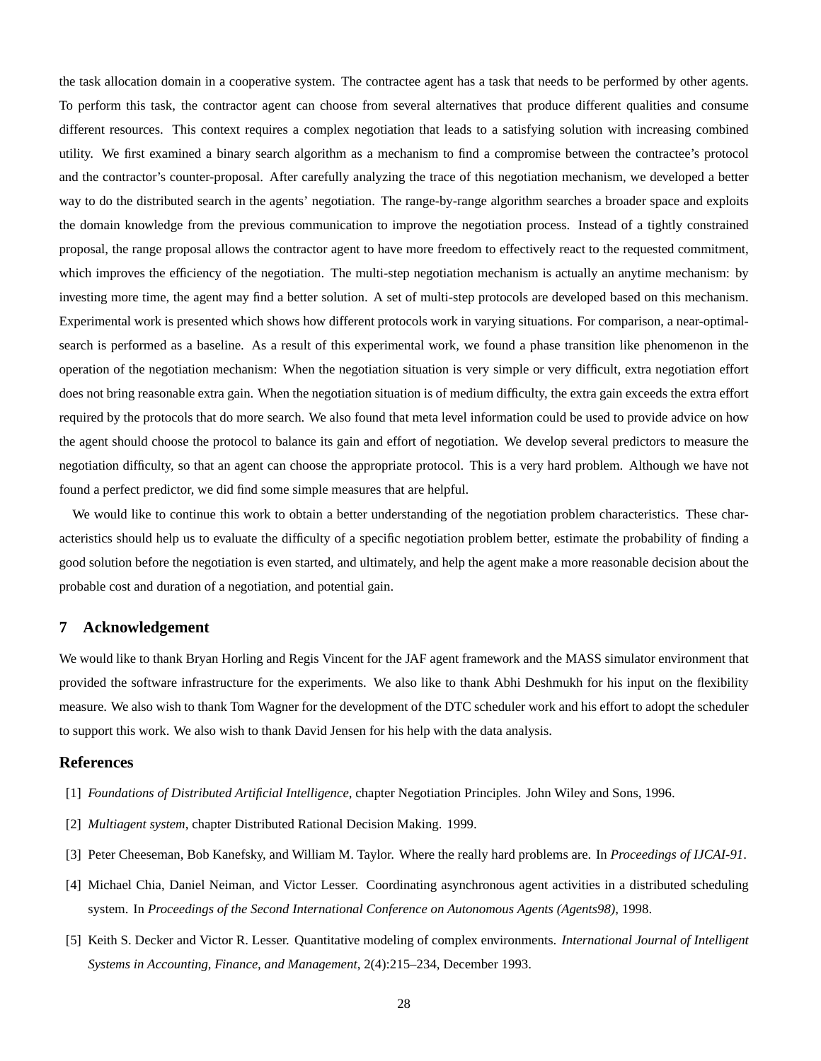the task allocation domain in a cooperative system. The contractee agent has a task that needs to be performed by other agents. To perform this task, the contractor agent can choose from several alternatives that produce different qualities and consume different resources. This context requires a complex negotiation that leads to a satisfying solution with increasing combined utility. We first examined a binary search algorithm as a mechanism to find a compromise between the contractee's protocol and the contractor's counter-proposal. After carefully analyzing the trace of this negotiation mechanism, we developed a better way to do the distributed search in the agents' negotiation. The range-by-range algorithm searches a broader space and exploits the domain knowledge from the previous communication to improve the negotiation process. Instead of a tightly constrained proposal, the range proposal allows the contractor agent to have more freedom to effectively react to the requested commitment, which improves the efficiency of the negotiation. The multi-step negotiation mechanism is actually an anytime mechanism: by investing more time, the agent may find a better solution. A set of multi-step protocols are developed based on this mechanism. Experimental work is presented which shows how different protocols work in varying situations. For comparison, a near-optimal-search is performed as a baseline. As a result of this experimental work, we found a phase transition like phenomenon in the operation of the negotiation mechanism: When the negotiation situation is very simple or very difficult, extra negotiation effort does not bring reasonable extra gain. When the negotiation situation is of medium difficulty, the extra gain exceeds the extra effort required by the protocols that do more search. We also found that meta level information could be used to provide advice on how the agent should choose the protocol to balance its gain and effort of negotiation. We develop several predictors to measure the negotiation difficulty, so that an agent can choose the appropriate protocol. This is a very hard problem. Although we have not found a perfect predictor, we did find some simple measures that are helpful.

We would like to continue this work to obtain a better understanding of the negotiation problem characteristics. These characteristics should help us to evaluate the difficulty of a specific negotiation problem better, estimate the probability of finding a good solution before the negotiation is even started, and ultimately, and help the agent make a more reasonable decision about the probable cost and duration of a negotiation, and potential gain.

## 7 Acknowledgement

We would like to thank Bryan Horling and Regis Vincent for the JAF agent framework and the MASS simulator environment that provided the software infrastructure for the experiments. We also like to thank Abhi Deshmukh for his input on the flexibility measure. We also wish to thank Tom Wagner for the development of the DTC scheduler work and his effort to adopt the scheduler to support this work. We also wish to thank David Jensen for his help with the data analysis.

## References

[1] *Foundations of Distributed Artificial Intelligence*, chapter Negotiation Principles. John Wiley and Sons, 1996.

[2] *Multiagent system*, chapter Distributed Rational Decision Making. 1999.

[3] Peter Cheeseman, Bob Kanefsky, and William M. Taylor. Where the really hard problems are. In *Proceedings of IJCAI-91*.

[4] Michael Chia, Daniel Neiman, and Victor Lesser. Coordinating asynchronous agent activities in a distributed scheduling system. In *Proceedings of the Second International Conference on Autonomous Agents (Agents98)*, 1998.

[5] Keith S. Decker and Victor R. Lesser. Quantitative modeling of complex environments. *International Journal of Intelligent Systems in Accounting, Finance, and Management*, 2(4):215–234, December 1993.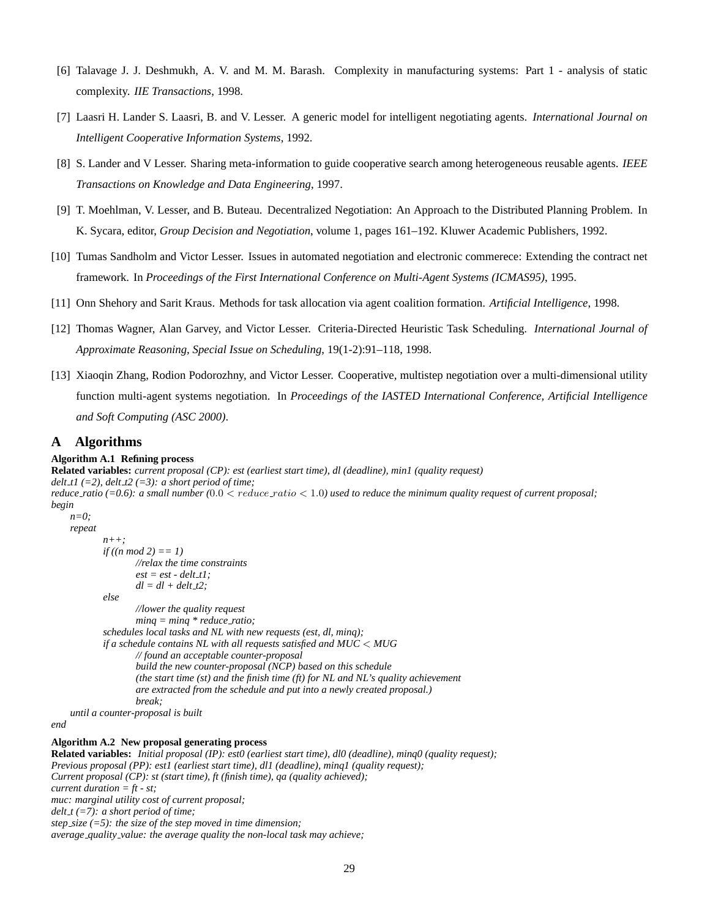[6] Talavage J. J. Deshmukh, A. V. and M. M. Barash. Complexity in manufacturing systems: Part 1 - analysis of static complexity. *IIE Transactions*, 1998.

[7] Laasri H. Lander S. Laasri, B. and V. Lesser. A generic model for intelligent negotiating agents. *International Journal on Intelligent Cooperative Information Systems*, 1992.

[8] S. Lander and V Lesser. Sharing meta-information to guide cooperative search among heterogeneous reusable agents. *IEEE Transactions on Knowledge and Data Engineering*, 1997.

[9] T. Moehlman, V. Lesser, and B. Buteau. Decentralized Negotiation: An Approach to the Distributed Planning Problem. In K. Sycara, editor, *Group Decision and Negotiation*, volume 1, pages 161–192. Kluwer Academic Publishers, 1992.

[10] Tumas Sandholm and Victor Lesser. Issues in automated negotiation and electronic commerece: Extending the contract net framework. In *Proceedings of the First International Conference on Multi-Agent Systems (ICMAS95)*, 1995.

[11] Onn Shehory and Sarit Kraus. Methods for task allocation via agent coalition formation. *Artificial Intelligence*, 1998.

[12] Thomas Wagner, Alan Garvey, and Victor Lesser. Criteria-Directed Heuristic Task Scheduling. *International Journal of Approximate Reasoning, Special Issue on Scheduling*, 19(1-2):91–118, 1998.

[13] Xiaoqin Zhang, Rodion Podorozhny, and Victor Lesser. Cooperative, multistep negotiation over a multi-dimensional utility function multi-agent systems negotiation. In *Proceedings of the IASTED International Conference, Artificial Intelligence and Soft Computing (ASC 2000)*.

# A Algorithms

**Algorithm A.1 Refining process**

**Related variables:** *current proposal (CP): est (earliest start time), dl (deadline), min1 (quality request)*
*delt_t1 (=2), delt_t2 (=3): a short period of time;*
*reduce_ratio (=0.6): a small number ($0.0 < reduce\_ratio < 1.0$) used to reduce the minimum quality request of current proposal;*

```
begin
    n=0;
    repeat
        n++;
        if ((n mod 2) == 1)
            //relax the time constraints
            est = est - delt_t1;
            dl = dl + delt_t2;
        else
            //lower the quality request
            minq = minq * reduce_ratio;
        schedules local tasks and NL with new requests (est, dl, minq);
        if a schedule contains NL with all requests satisfied and MUC < MUG
            // found an acceptable counter-proposal
            build the new counter-proposal (NCP) based on this schedule
            (the start time (st) and the finish time (ft) for NL and NL's quality achievement
            are extracted from the schedule and put into a newly created proposal.)
            break;
    until a counter-proposal is built
end
```

**Algorithm A.2 New proposal generating process**

**Related variables:** *Initial proposal (IP): est0 (earliest start time), dl0 (deadline), minq0 (quality request);*
*Previous proposal (PP): est1 (earliest start time), dl1 (deadline), minq1 (quality request);*
*Current proposal (CP): st (start time), ft (finish time), qa (quality achieved);*
*current duration = ft - st;*
*muc: marginal utility cost of current proposal;*
*delt_t (=7): a short period of time;*
*step_size (=5): the size of the step moved in time dimension;*
*average_quality_value: the average quality the non-local task may achieve;*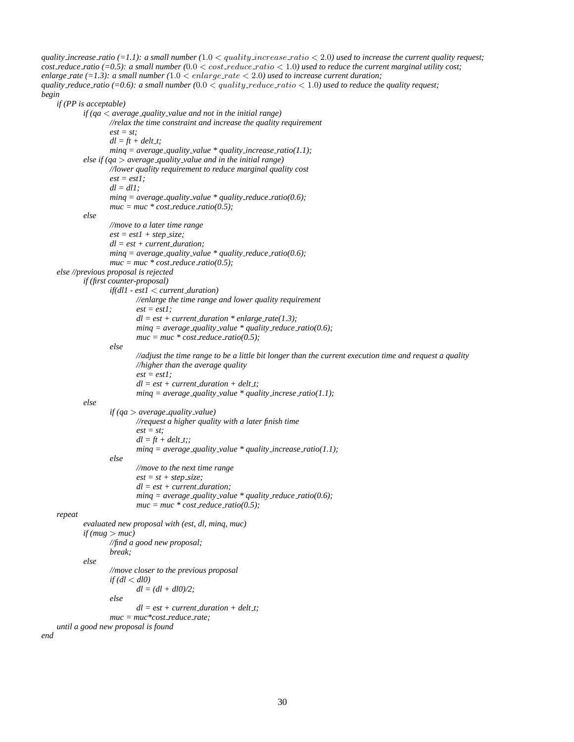*quality_increase_ratio (=1.1): a small number ($1.0 < quality\_increase\_ratio < 2.0$) used to increase the current quality request;*
*cost_reduce_ratio (=0.5): a small number ($0.0 < cost\_reduce\_ratio < 1.0$) used to reduce the current marginal utility cost;*
*enlarge_rate (=1.3): a small number ($1.0 < enlarge\_rate < 2.0$) used to increase current duration;*
*quality_reduce_ratio (=0.6): a small number ($0.0 < quality\_reduce\_ratio < 1.0$) used to reduce the quality request;*

```
begin
    if (PP is acceptable)
        if (qa < average_quality_value and not in the initial range)
            //relax the time constraint and increase the quality requirement
            est = st;
            dl = ft + delt_t;
            minq = average_quality_value * quality_increase_ratio(1.1);
        else if (qa > average_quality_value and in the initial range)
            //lower quality requirement to reduce marginal quality cost
            est = est1;
            dl = dl1;
            minq = average_quality_value * quality_reduce_ratio(0.6);
            muc = muc * cost_reduce_ratio(0.5);
        else
            //move to a later time range
            est = est1 + step_size;
            dl = est + current_duration;
            minq = average_quality_value * quality_reduce_ratio(0.6);
            muc = muc * cost_reduce_ratio(0.5);
    else //previous proposal is rejected
        if (first counter-proposal)
            if(dl1 - est1 < current_duration)
                //enlarge the time range and lower quality requirement
                est = est1;
                dl = est + current_duration * enlarge_rate(1.3);
                minq = average_quality_value * quality_reduce_ratio(0.6);
                muc = muc * cost_reduce_ratio(0.5);
            else
                //adjust the time range to be a little bit longer than the current execution time and request a quality
                //higher than the average quality
                est = est1;
                dl = est + current_duration + delt_t;
                minq = average_quality_value * quality_increse_ratio(1.1);
        else
            if (qa > average_quality_value)
                //request a higher quality with a later finish time
                est = st;
                dl = ft + delt_t;;
                minq = average_quality_value * quality_increase_ratio(1.1);
            else
                //move to the next time range
                est = st + step_size;
                dl = est + current_duration;
                minq = average_quality_value * quality_reduce_ratio(0.6);
                muc = muc * cost_reduce_ratio(0.5);
    repeat
        evaluated new proposal with (est, dl, minq, muc)
        if (mug > muc)
            //find a good new proposal;
            break;
        else
            //move closer to the previous proposal
            if (dl < dl0)
                dl = (dl + dl0)/2;
            else
                dl = est + current_duration + delt_t;
            muc = muc*cost_reduce_rate;
    until a good new proposal is found
end
```